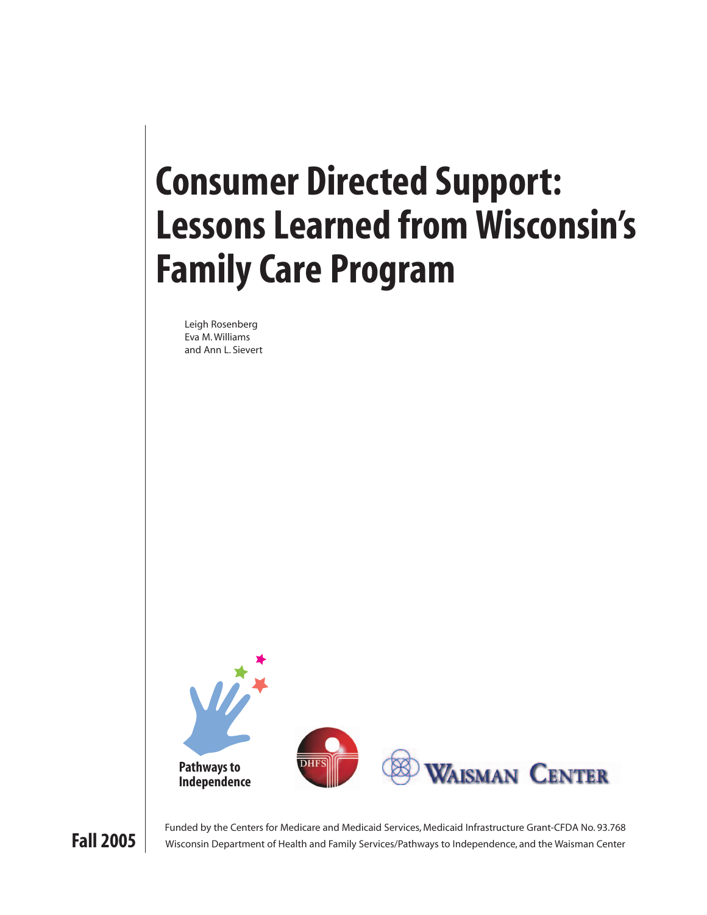# Consumer Directed Support: Lessons Learned from Wisconsin's Family Care Program

Leigh Rosenberg
Eva M. Williams
and Ann L. Sievert

Pathways to Independence

DHFS

WAISMAN CENTER

**Fall 2005**

Funded by the Centers for Medicare and Medicaid Services, Medicaid Infrastructure Grant-CFDA No. 93.768
Wisconsin Department of Health and Family Services/Pathways to Independence, and the Waisman Center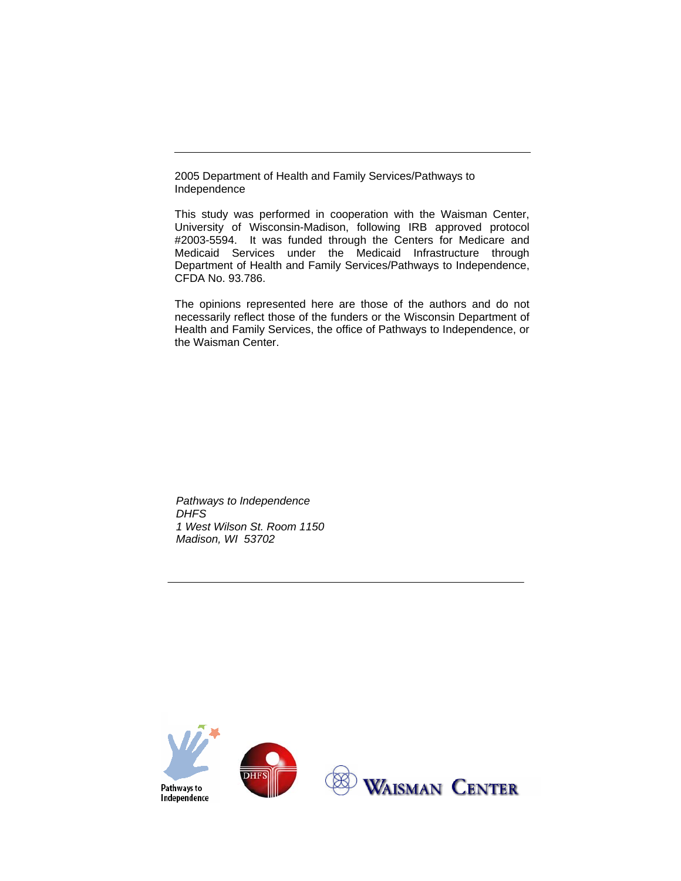2005 Department of Health and Family Services/Pathways to Independence

This study was performed in cooperation with the Waisman Center, University of Wisconsin-Madison, following IRB approved protocol #2003-5594. It was funded through the Centers for Medicare and Medicaid Services under the Medicaid Infrastructure through Department of Health and Family Services/Pathways to Independence, CFDA No. 93.786.

The opinions represented here are those of the authors and do not necessarily reflect those of the funders or the Wisconsin Department of Health and Family Services, the office of Pathways to Independence, or the Waisman Center.

*Pathways to Independence*  
*DHFS*  
*1 West Wilson St. Room 1150*  
*Madison, WI 53702*

Pathways to Independence

DHFS

WAISMAN CENTER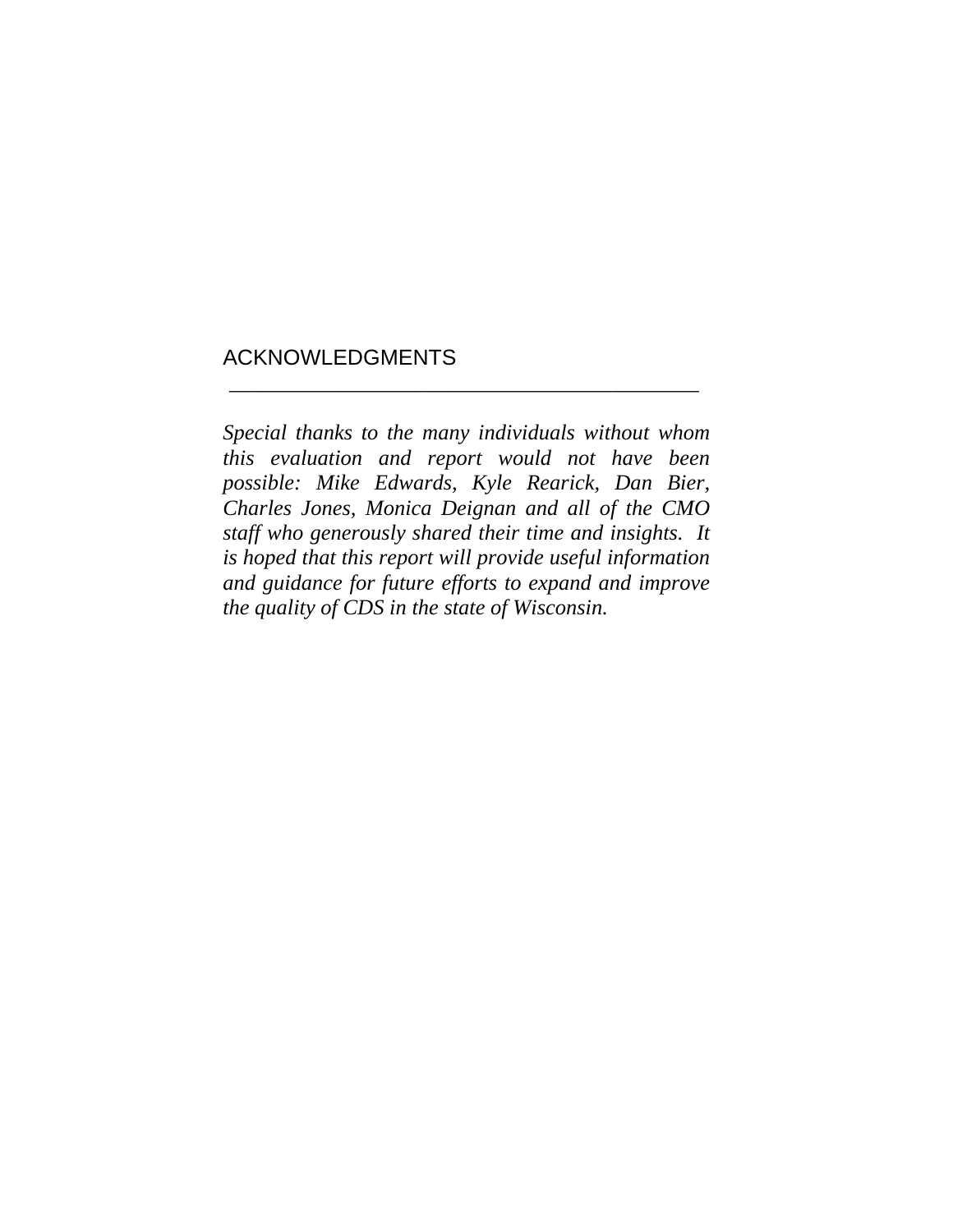## ACKNOWLEDGMENTS

*Special thanks to the many individuals without whom this evaluation and report would not have been possible: Mike Edwards, Kyle Rearick, Dan Bier, Charles Jones, Monica Deignan and all of the CMO staff who generously shared their time and insights. It is hoped that this report will provide useful information and guidance for future efforts to expand and improve the quality of CDS in the state of Wisconsin.*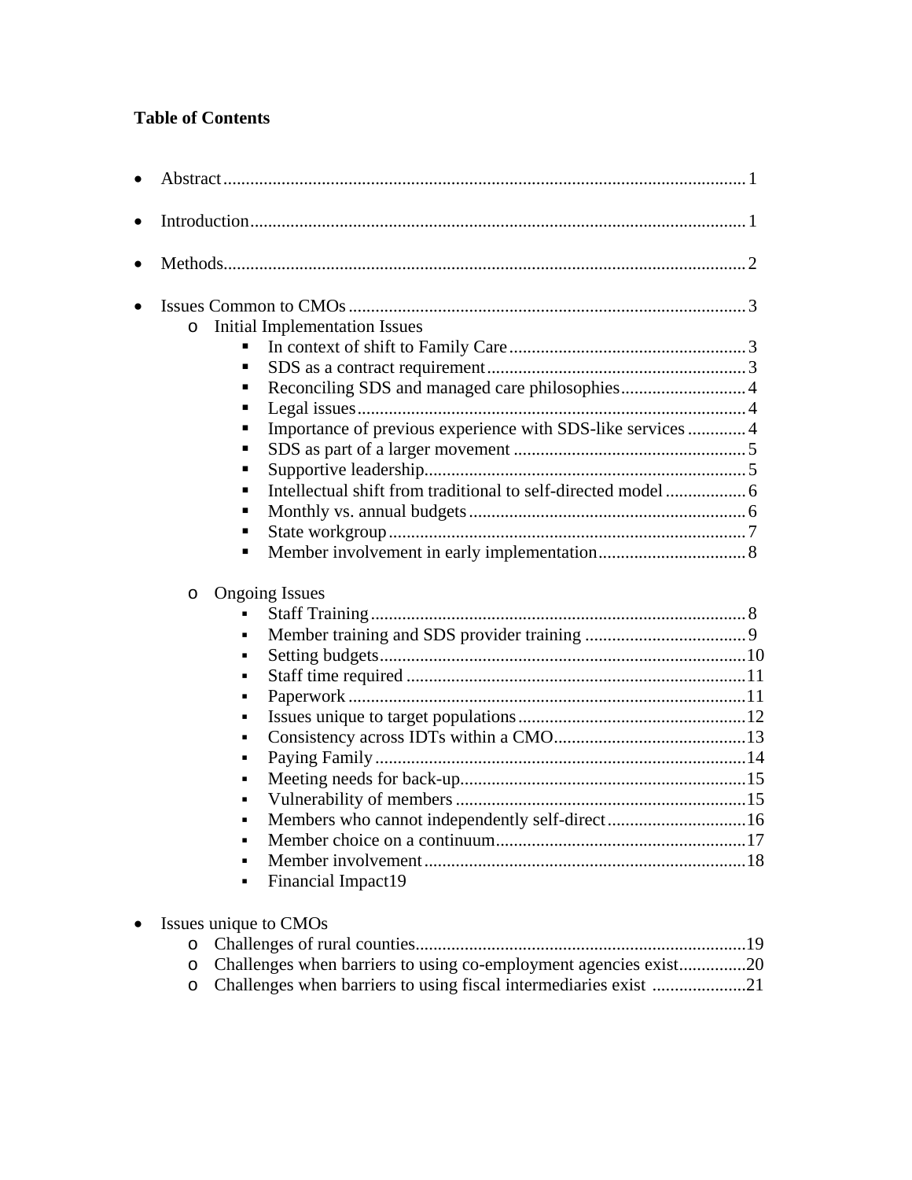**Table of Contents**

- Abstract....................................................................................................................1
- Introduction..............................................................................................................1
- Methods....................................................................................................................2
- Issues Common to CMOs.........................................................................................3
    - Initial Implementation Issues
        - In context of shift to Family Care.....................................................3
        - SDS as a contract requirement..........................................................3
        - Reconciling SDS and managed care philosophies............................4
        - Legal issues.......................................................................................4
        - Importance of previous experience with SDS-like services.............4
        - SDS as part of a larger movement....................................................5
        - Supportive leadership........................................................................5
        - Intellectual shift from traditional to self-directed model..................6
        - Monthly vs. annual budgets..............................................................6
        - State workgroup................................................................................7
        - Member involvement in early implementation.................................8
    - Ongoing Issues
        - Staff Training....................................................................................8
        - Member training and SDS provider training....................................9
        - Setting budgets..................................................................................10
        - Staff time required............................................................................11
        - Paperwork.........................................................................................11
        - Issues unique to target populations...................................................12
        - Consistency across IDTs within a CMO...........................................13
        - Paying Family...................................................................................14
        - Meeting needs for back-up................................................................15
        - Vulnerability of members.................................................................15
        - Members who cannot independently self-direct...............................16
        - Member choice on a continuum........................................................17
        - Member involvement........................................................................18
        - Financial Impact19
- Issues unique to CMOs
    - Challenges of rural counties..........................................................................19
    - Challenges when barriers to using co-employment agencies exist...............20
    - Challenges when barriers to using fiscal intermediaries exist.....................21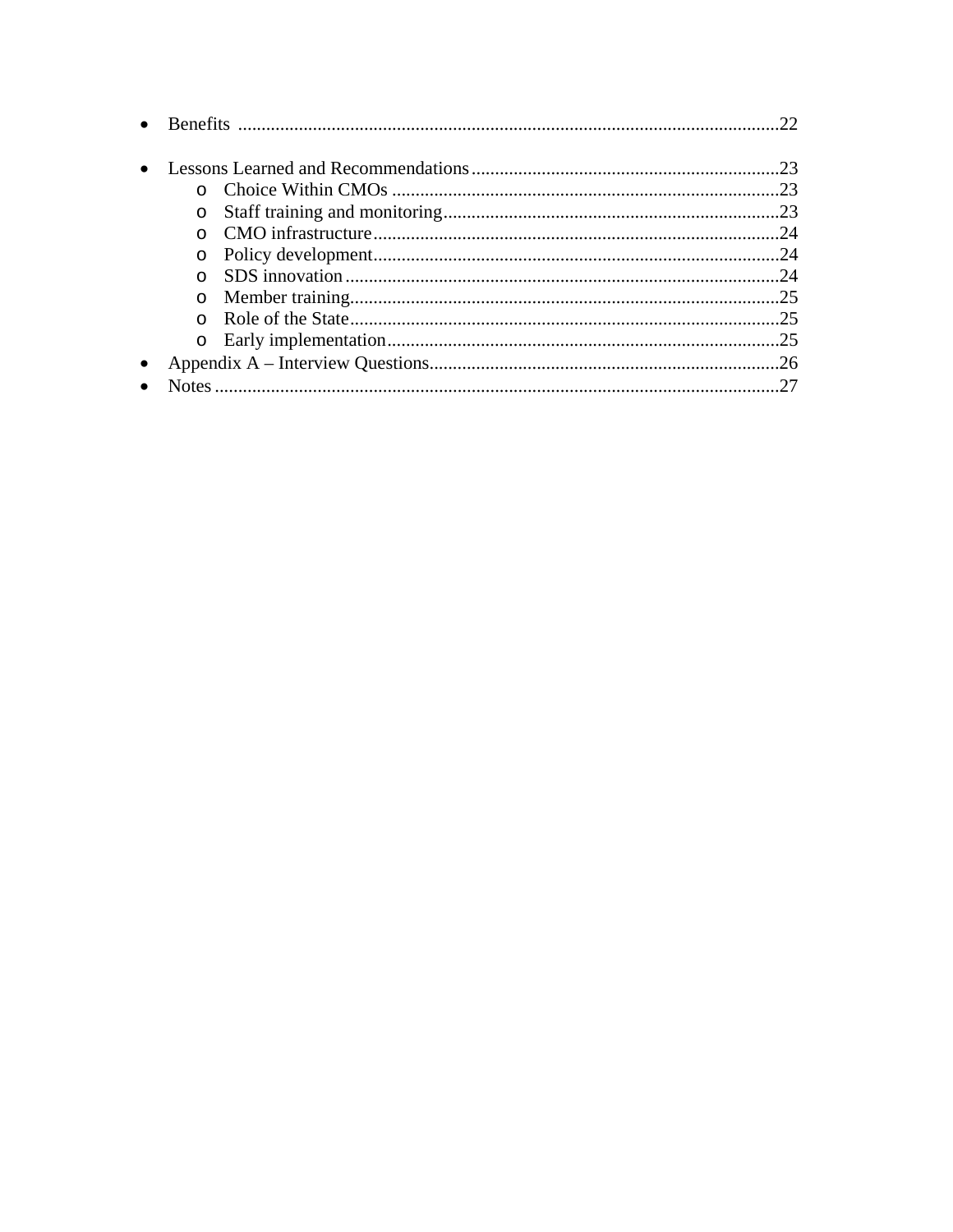- Benefits ..................................................................................................................22
- Lessons Learned and Recommendations..................................................................23
  - Choice Within CMOs ..................................................................................23
  - Staff training and monitoring.......................................................................23
  - CMO infrastructure......................................................................................24
  - Policy development......................................................................................24
  - SDS innovation ............................................................................................24
  - Member training...........................................................................................25
  - Role of the State...........................................................................................25
  - Early implementation...................................................................................25
- Appendix A – Interview Questions..........................................................................26
- Notes ........................................................................................................................27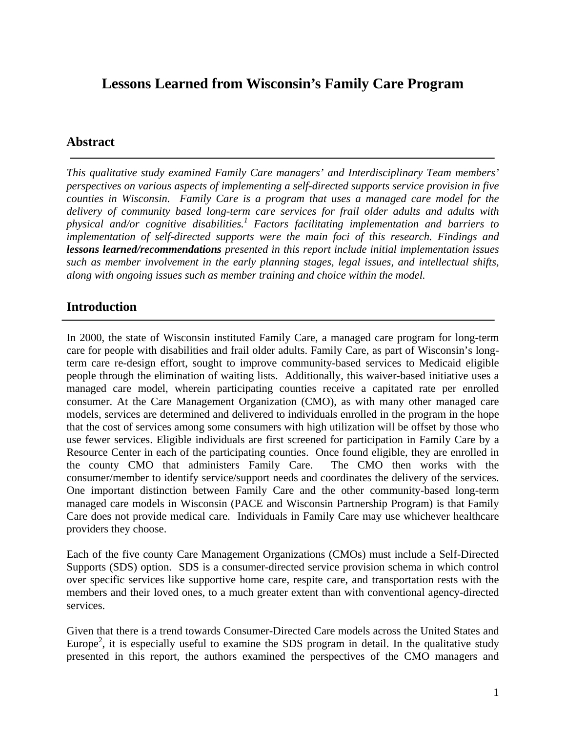# Lessons Learned from Wisconsin's Family Care Program

## Abstract

*This qualitative study examined Family Care managers' and Interdisciplinary Team members' perspectives on various aspects of implementing a self-directed supports service provision in five counties in Wisconsin. Family Care is a program that uses a managed care model for the delivery of community based long-term care services for frail older adults and adults with physical and/or cognitive disabilities.[1] Factors facilitating implementation and barriers to implementation of self-directed supports were the main foci of this research. Findings and* ***lessons learned/recommendations*** *presented in this report include initial implementation issues such as member involvement in the early planning stages, legal issues, and intellectual shifts, along with ongoing issues such as member training and choice within the model.*

## Introduction

In 2000, the state of Wisconsin instituted Family Care, a managed care program for long-term care for people with disabilities and frail older adults. Family Care, as part of Wisconsin's long-term care re-design effort, sought to improve community-based services to Medicaid eligible people through the elimination of waiting lists. Additionally, this waiver-based initiative uses a managed care model, wherein participating counties receive a capitated rate per enrolled consumer. At the Care Management Organization (CMO), as with many other managed care models, services are determined and delivered to individuals enrolled in the program in the hope that the cost of services among some consumers with high utilization will be offset by those who use fewer services. Eligible individuals are first screened for participation in Family Care by a Resource Center in each of the participating counties. Once found eligible, they are enrolled in the county CMO that administers Family Care. The CMO then works with the consumer/member to identify service/support needs and coordinates the delivery of the services. One important distinction between Family Care and the other community-based long-term managed care models in Wisconsin (PACE and Wisconsin Partnership Program) is that Family Care does not provide medical care. Individuals in Family Care may use whichever healthcare providers they choose.

Each of the five county Care Management Organizations (CMOs) must include a Self-Directed Supports (SDS) option. SDS is a consumer-directed service provision schema in which control over specific services like supportive home care, respite care, and transportation rests with the members and their loved ones, to a much greater extent than with conventional agency-directed services.

Given that there is a trend towards Consumer-Directed Care models across the United States and Europe[2], it is especially useful to examine the SDS program in detail. In the qualitative study presented in this report, the authors examined the perspectives of the CMO managers and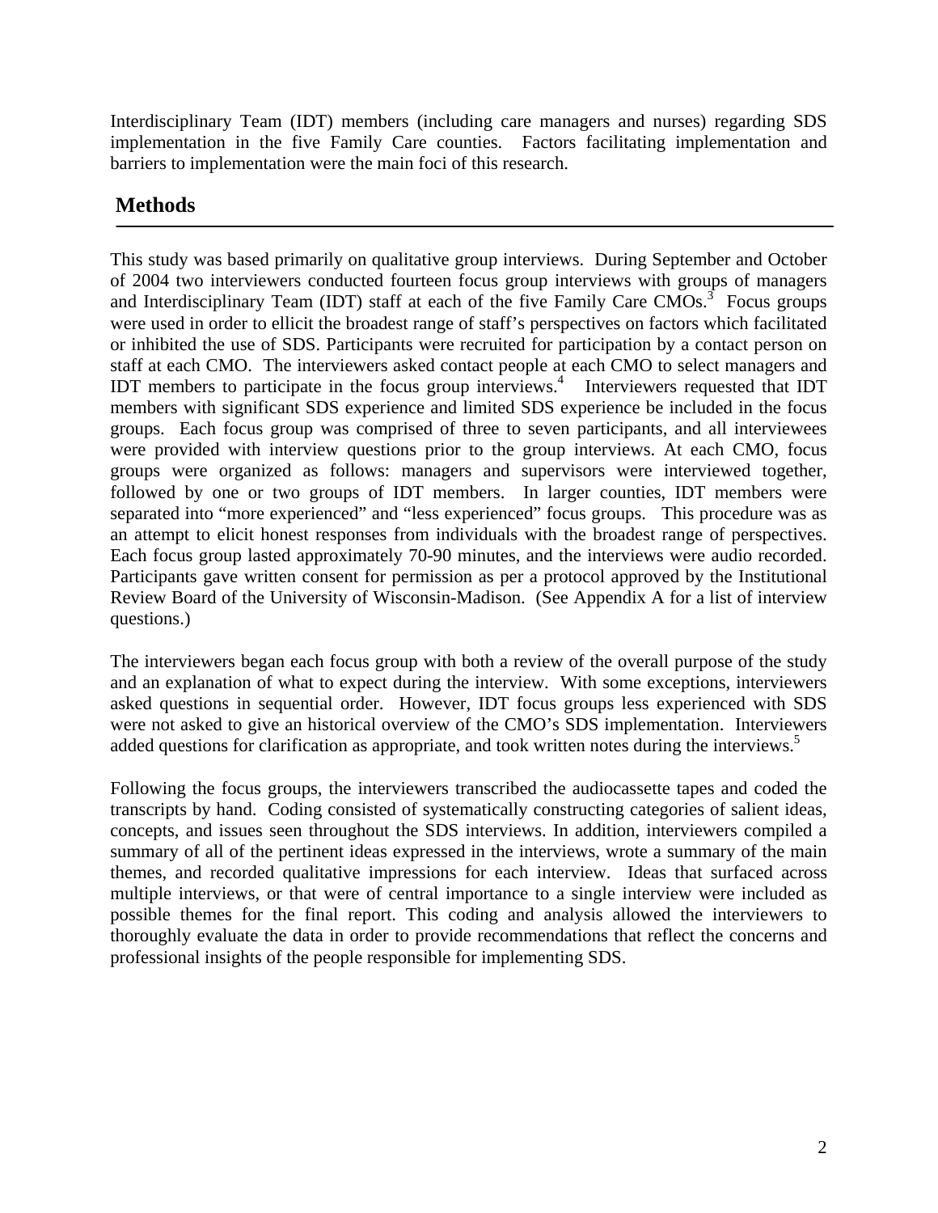Interdisciplinary Team (IDT) members (including care managers and nurses) regarding SDS implementation in the five Family Care counties. Factors facilitating implementation and barriers to implementation were the main foci of this research.

## Methods

This study was based primarily on qualitative group interviews. During September and October of 2004 two interviewers conducted fourteen focus group interviews with groups of managers and Interdisciplinary Team (IDT) staff at each of the five Family Care CMOs.[3] Focus groups were used in order to ellicit the broadest range of staff's perspectives on factors which facilitated or inhibited the use of SDS. Participants were recruited for participation by a contact person on staff at each CMO. The interviewers asked contact people at each CMO to select managers and IDT members to participate in the focus group interviews.[4] Interviewers requested that IDT members with significant SDS experience and limited SDS experience be included in the focus groups. Each focus group was comprised of three to seven participants, and all interviewees were provided with interview questions prior to the group interviews. At each CMO, focus groups were organized as follows: managers and supervisors were interviewed together, followed by one or two groups of IDT members. In larger counties, IDT members were separated into "more experienced" and "less experienced" focus groups. This procedure was as an attempt to elicit honest responses from individuals with the broadest range of perspectives. Each focus group lasted approximately 70-90 minutes, and the interviews were audio recorded. Participants gave written consent for permission as per a protocol approved by the Institutional Review Board of the University of Wisconsin-Madison. (See Appendix A for a list of interview questions.)

The interviewers began each focus group with both a review of the overall purpose of the study and an explanation of what to expect during the interview. With some exceptions, interviewers asked questions in sequential order. However, IDT focus groups less experienced with SDS were not asked to give an historical overview of the CMO's SDS implementation. Interviewers added questions for clarification as appropriate, and took written notes during the interviews.[5]

Following the focus groups, the interviewers transcribed the audiocassette tapes and coded the transcripts by hand. Coding consisted of systematically constructing categories of salient ideas, concepts, and issues seen throughout the SDS interviews. In addition, interviewers compiled a summary of all of the pertinent ideas expressed in the interviews, wrote a summary of the main themes, and recorded qualitative impressions for each interview. Ideas that surfaced across multiple interviews, or that were of central importance to a single interview were included as possible themes for the final report. This coding and analysis allowed the interviewers to thoroughly evaluate the data in order to provide recommendations that reflect the concerns and professional insights of the people responsible for implementing SDS.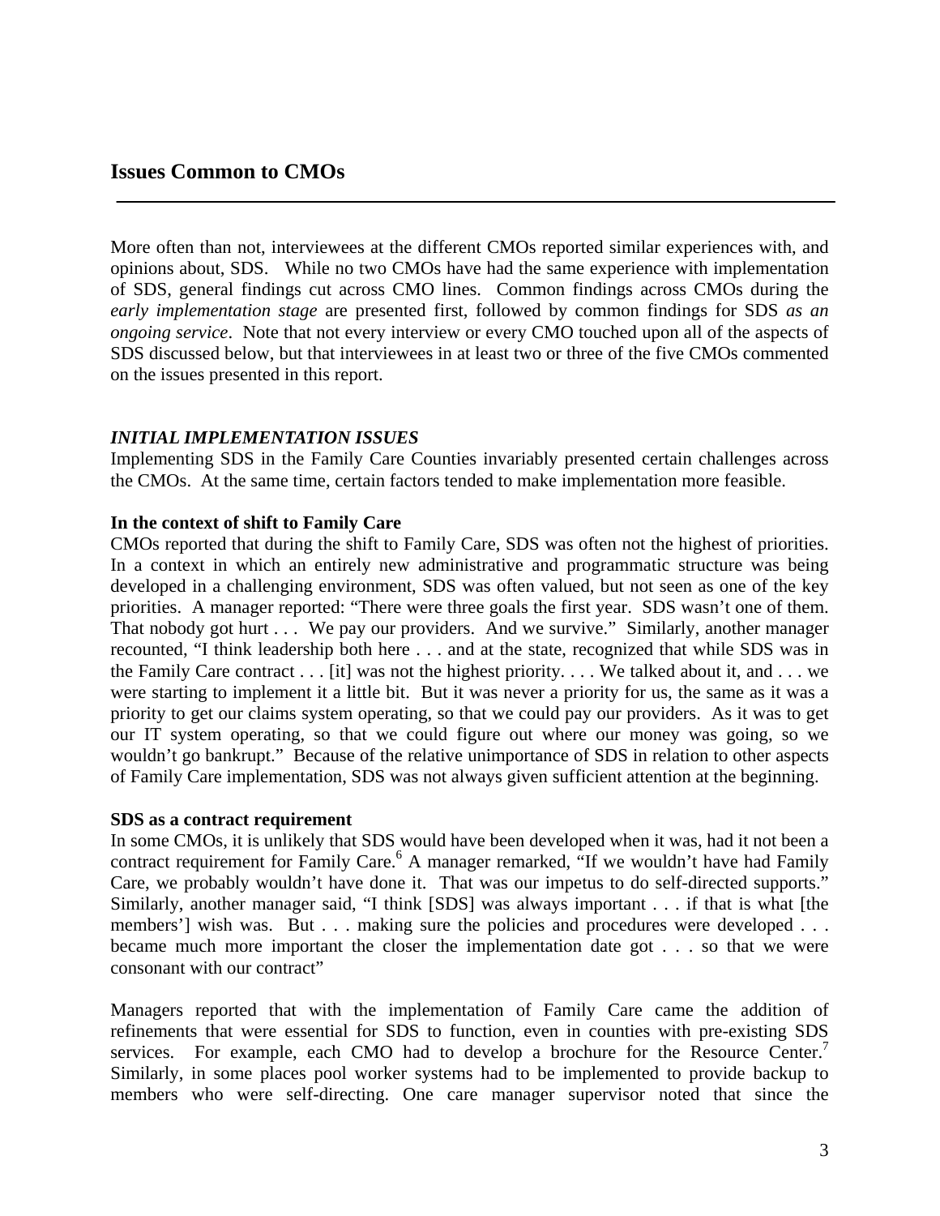## Issues Common to CMOs

More often than not, interviewees at the different CMOs reported similar experiences with, and opinions about, SDS. While no two CMOs have had the same experience with implementation of SDS, general findings cut across CMO lines. Common findings across CMOs during the *early implementation stage* are presented first, followed by common findings for SDS *as an ongoing service*. Note that not every interview or every CMO touched upon all of the aspects of SDS discussed below, but that interviewees in at least two or three of the five CMOs commented on the issues presented in this report.

### *INITIAL IMPLEMENTATION ISSUES*

Implementing SDS in the Family Care Counties invariably presented certain challenges across the CMOs. At the same time, certain factors tended to make implementation more feasible.

**In the context of shift to Family Care**

CMOs reported that during the shift to Family Care, SDS was often not the highest of priorities. In a context in which an entirely new administrative and programmatic structure was being developed in a challenging environment, SDS was often valued, but not seen as one of the key priorities. A manager reported: "There were three goals the first year. SDS wasn't one of them. That nobody got hurt . . . We pay our providers. And we survive." Similarly, another manager recounted, "I think leadership both here . . . and at the state, recognized that while SDS was in the Family Care contract . . . [it] was not the highest priority. . . . We talked about it, and . . . we were starting to implement it a little bit. But it was never a priority for us, the same as it was a priority to get our claims system operating, so that we could pay our providers. As it was to get our IT system operating, so that we could figure out where our money was going, so we wouldn't go bankrupt." Because of the relative unimportance of SDS in relation to other aspects of Family Care implementation, SDS was not always given sufficient attention at the beginning.

**SDS as a contract requirement**

In some CMOs, it is unlikely that SDS would have been developed when it was, had it not been a contract requirement for Family Care.[6] A manager remarked, "If we wouldn't have had Family Care, we probably wouldn't have done it. That was our impetus to do self-directed supports." Similarly, another manager said, "I think [SDS] was always important . . . if that is what [the members'] wish was. But . . . making sure the policies and procedures were developed . . . became much more important the closer the implementation date got . . . so that we were consonant with our contract"

Managers reported that with the implementation of Family Care came the addition of refinements that were essential for SDS to function, even in counties with pre-existing SDS services. For example, each CMO had to develop a brochure for the Resource Center.[7] Similarly, in some places pool worker systems had to be implemented to provide backup to members who were self-directing. One care manager supervisor noted that since the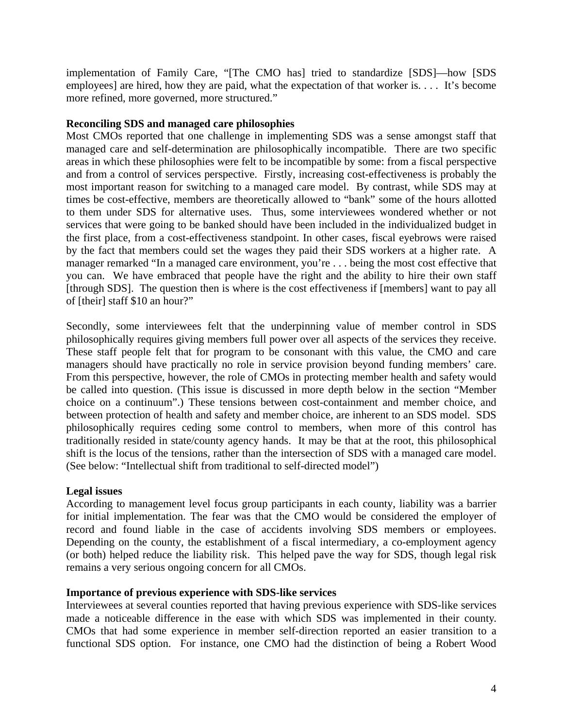implementation of Family Care, "[The CMO has] tried to standardize [SDS]—how [SDS employees] are hired, how they are paid, what the expectation of that worker is. . . . It's become more refined, more governed, more structured."

**Reconciling SDS and managed care philosophies**

Most CMOs reported that one challenge in implementing SDS was a sense amongst staff that managed care and self-determination are philosophically incompatible. There are two specific areas in which these philosophies were felt to be incompatible by some: from a fiscal perspective and from a control of services perspective. Firstly, increasing cost-effectiveness is probably the most important reason for switching to a managed care model. By contrast, while SDS may at times be cost-effective, members are theoretically allowed to "bank" some of the hours allotted to them under SDS for alternative uses. Thus, some interviewees wondered whether or not services that were going to be banked should have been included in the individualized budget in the first place, from a cost-effectiveness standpoint. In other cases, fiscal eyebrows were raised by the fact that members could set the wages they paid their SDS workers at a higher rate. A manager remarked "In a managed care environment, you're . . . being the most cost effective that you can. We have embraced that people have the right and the ability to hire their own staff [through SDS]. The question then is where is the cost effectiveness if [members] want to pay all of [their] staff $10 an hour?"

Secondly, some interviewees felt that the underpinning value of member control in SDS philosophically requires giving members full power over all aspects of the services they receive. These staff people felt that for program to be consonant with this value, the CMO and care managers should have practically no role in service provision beyond funding members' care. From this perspective, however, the role of CMOs in protecting member health and safety would be called into question. (This issue is discussed in more depth below in the section "Member choice on a continuum".) These tensions between cost-containment and member choice, and between protection of health and safety and member choice, are inherent to an SDS model. SDS philosophically requires ceding some control to members, when more of this control has traditionally resided in state/county agency hands. It may be that at the root, this philosophical shift is the locus of the tensions, rather than the intersection of SDS with a managed care model. (See below: "Intellectual shift from traditional to self-directed model")

**Legal issues**

According to management level focus group participants in each county, liability was a barrier for initial implementation. The fear was that the CMO would be considered the employer of record and found liable in the case of accidents involving SDS members or employees. Depending on the county, the establishment of a fiscal intermediary, a co-employment agency (or both) helped reduce the liability risk. This helped pave the way for SDS, though legal risk remains a very serious ongoing concern for all CMOs.

**Importance of previous experience with SDS-like services**

Interviewees at several counties reported that having previous experience with SDS-like services made a noticeable difference in the ease with which SDS was implemented in their county. CMOs that had some experience in member self-direction reported an easier transition to a functional SDS option. For instance, one CMO had the distinction of being a Robert Wood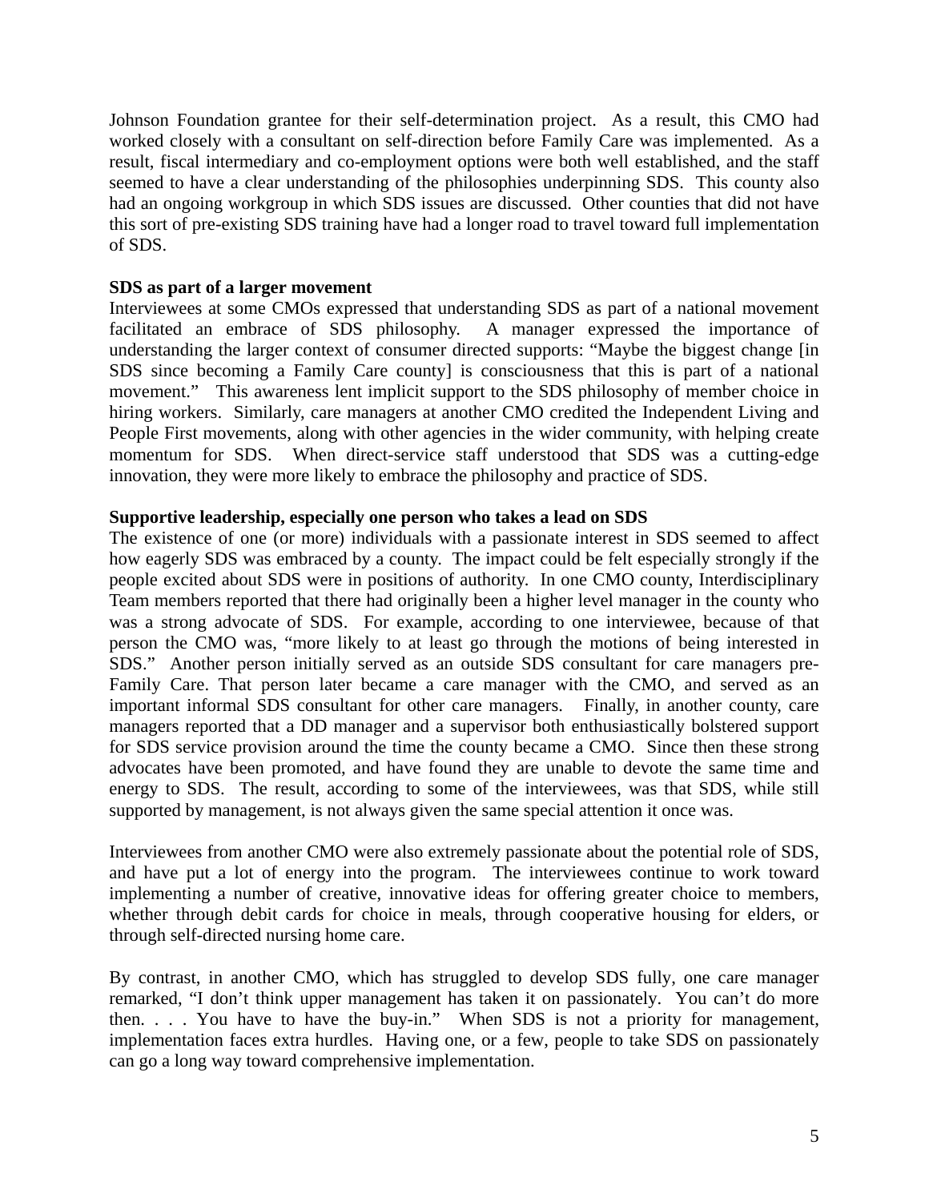Johnson Foundation grantee for their self-determination project. As a result, this CMO had worked closely with a consultant on self-direction before Family Care was implemented. As a result, fiscal intermediary and co-employment options were both well established, and the staff seemed to have a clear understanding of the philosophies underpinning SDS. This county also had an ongoing workgroup in which SDS issues are discussed. Other counties that did not have this sort of pre-existing SDS training have had a longer road to travel toward full implementation of SDS.

**SDS as part of a larger movement**

Interviewees at some CMOs expressed that understanding SDS as part of a national movement facilitated an embrace of SDS philosophy. A manager expressed the importance of understanding the larger context of consumer directed supports: "Maybe the biggest change [in SDS since becoming a Family Care county] is consciousness that this is part of a national movement." This awareness lent implicit support to the SDS philosophy of member choice in hiring workers. Similarly, care managers at another CMO credited the Independent Living and People First movements, along with other agencies in the wider community, with helping create momentum for SDS. When direct-service staff understood that SDS was a cutting-edge innovation, they were more likely to embrace the philosophy and practice of SDS.

**Supportive leadership, especially one person who takes a lead on SDS**

The existence of one (or more) individuals with a passionate interest in SDS seemed to affect how eagerly SDS was embraced by a county. The impact could be felt especially strongly if the people excited about SDS were in positions of authority. In one CMO county, Interdisciplinary Team members reported that there had originally been a higher level manager in the county who was a strong advocate of SDS. For example, according to one interviewee, because of that person the CMO was, "more likely to at least go through the motions of being interested in SDS." Another person initially served as an outside SDS consultant for care managers pre-Family Care. That person later became a care manager with the CMO, and served as an important informal SDS consultant for other care managers. Finally, in another county, care managers reported that a DD manager and a supervisor both enthusiastically bolstered support for SDS service provision around the time the county became a CMO. Since then these strong advocates have been promoted, and have found they are unable to devote the same time and energy to SDS. The result, according to some of the interviewees, was that SDS, while still supported by management, is not always given the same special attention it once was.

Interviewees from another CMO were also extremely passionate about the potential role of SDS, and have put a lot of energy into the program. The interviewees continue to work toward implementing a number of creative, innovative ideas for offering greater choice to members, whether through debit cards for choice in meals, through cooperative housing for elders, or through self-directed nursing home care.

By contrast, in another CMO, which has struggled to develop SDS fully, one care manager remarked, "I don't think upper management has taken it on passionately. You can't do more then. . . . You have to have the buy-in." When SDS is not a priority for management, implementation faces extra hurdles. Having one, or a few, people to take SDS on passionately can go a long way toward comprehensive implementation.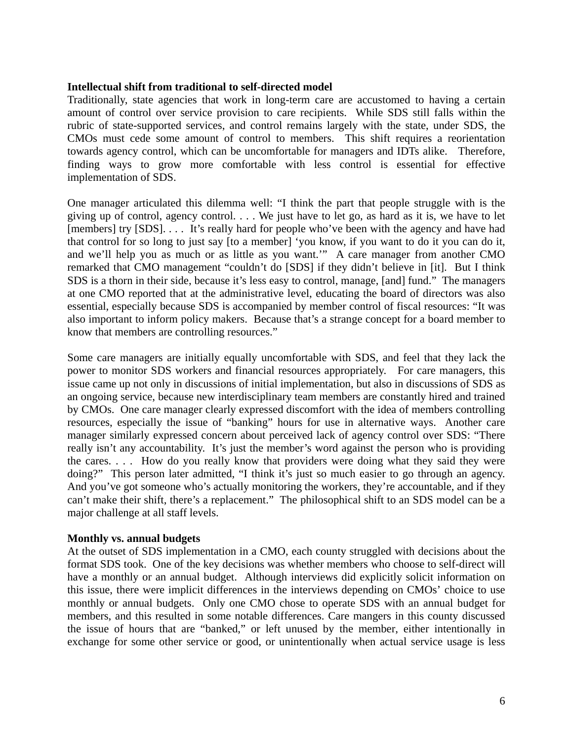**Intellectual shift from traditional to self-directed model**

Traditionally, state agencies that work in long-term care are accustomed to having a certain amount of control over service provision to care recipients. While SDS still falls within the rubric of state-supported services, and control remains largely with the state, under SDS, the CMOs must cede some amount of control to members. This shift requires a reorientation towards agency control, which can be uncomfortable for managers and IDTs alike. Therefore, finding ways to grow more comfortable with less control is essential for effective implementation of SDS.

One manager articulated this dilemma well: "I think the part that people struggle with is the giving up of control, agency control. . . . We just have to let go, as hard as it is, we have to let [members] try [SDS]. . . . It's really hard for people who've been with the agency and have had that control for so long to just say [to a member] 'you know, if you want to do it you can do it, and we'll help you as much or as little as you want.'" A care manager from another CMO remarked that CMO management "couldn't do [SDS] if they didn't believe in [it]. But I think SDS is a thorn in their side, because it's less easy to control, manage, [and] fund." The managers at one CMO reported that at the administrative level, educating the board of directors was also essential, especially because SDS is accompanied by member control of fiscal resources: "It was also important to inform policy makers. Because that's a strange concept for a board member to know that members are controlling resources."

Some care managers are initially equally uncomfortable with SDS, and feel that they lack the power to monitor SDS workers and financial resources appropriately. For care managers, this issue came up not only in discussions of initial implementation, but also in discussions of SDS as an ongoing service, because new interdisciplinary team members are constantly hired and trained by CMOs. One care manager clearly expressed discomfort with the idea of members controlling resources, especially the issue of "banking" hours for use in alternative ways. Another care manager similarly expressed concern about perceived lack of agency control over SDS: "There really isn't any accountability. It's just the member's word against the person who is providing the cares. . . . How do you really know that providers were doing what they said they were doing?" This person later admitted, "I think it's just so much easier to go through an agency. And you've got someone who's actually monitoring the workers, they're accountable, and if they can't make their shift, there's a replacement." The philosophical shift to an SDS model can be a major challenge at all staff levels.

**Monthly vs. annual budgets**

At the outset of SDS implementation in a CMO, each county struggled with decisions about the format SDS took. One of the key decisions was whether members who choose to self-direct will have a monthly or an annual budget. Although interviews did explicitly solicit information on this issue, there were implicit differences in the interviews depending on CMOs' choice to use monthly or annual budgets. Only one CMO chose to operate SDS with an annual budget for members, and this resulted in some notable differences. Care mangers in this county discussed the issue of hours that are "banked," or left unused by the member, either intentionally in exchange for some other service or good, or unintentionally when actual service usage is less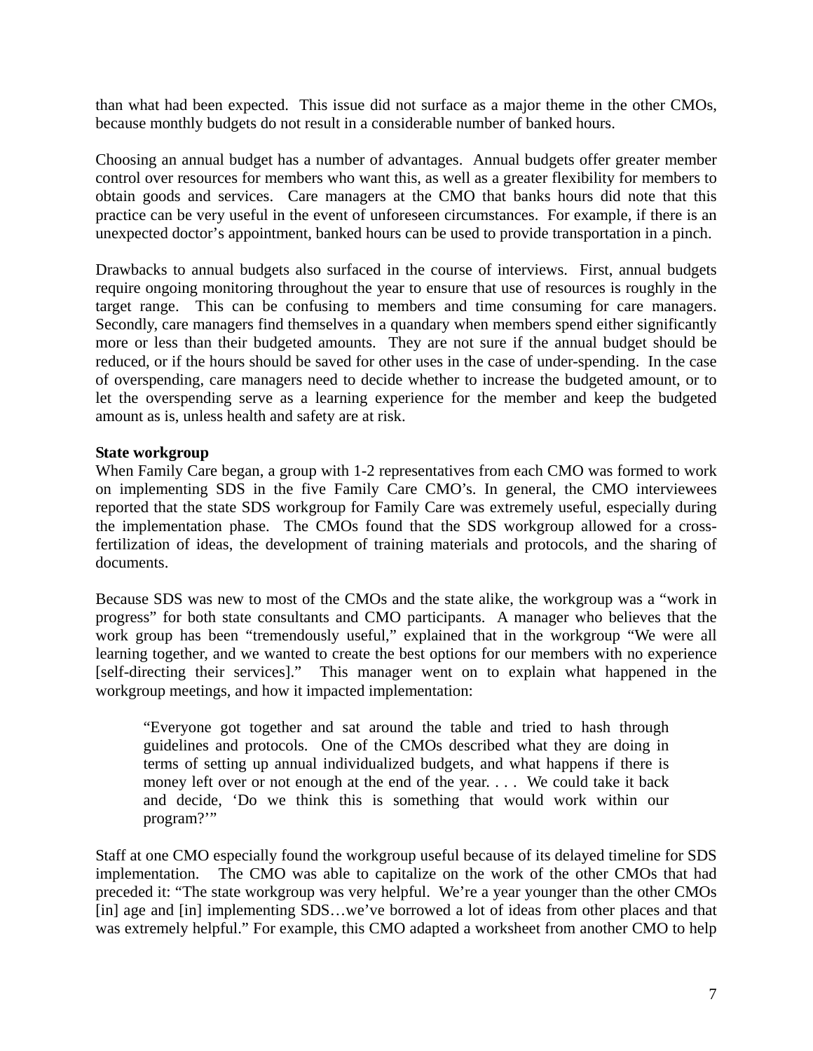than what had been expected. This issue did not surface as a major theme in the other CMOs, because monthly budgets do not result in a considerable number of banked hours.

Choosing an annual budget has a number of advantages. Annual budgets offer greater member control over resources for members who want this, as well as a greater flexibility for members to obtain goods and services. Care managers at the CMO that banks hours did note that this practice can be very useful in the event of unforeseen circumstances. For example, if there is an unexpected doctor's appointment, banked hours can be used to provide transportation in a pinch.

Drawbacks to annual budgets also surfaced in the course of interviews. First, annual budgets require ongoing monitoring throughout the year to ensure that use of resources is roughly in the target range. This can be confusing to members and time consuming for care managers. Secondly, care managers find themselves in a quandary when members spend either significantly more or less than their budgeted amounts. They are not sure if the annual budget should be reduced, or if the hours should be saved for other uses in the case of under-spending. In the case of overspending, care managers need to decide whether to increase the budgeted amount, or to let the overspending serve as a learning experience for the member and keep the budgeted amount as is, unless health and safety are at risk.

**State workgroup**

When Family Care began, a group with 1-2 representatives from each CMO was formed to work on implementing SDS in the five Family Care CMO's. In general, the CMO interviewees reported that the state SDS workgroup for Family Care was extremely useful, especially during the implementation phase. The CMOs found that the SDS workgroup allowed for a cross-fertilization of ideas, the development of training materials and protocols, and the sharing of documents.

Because SDS was new to most of the CMOs and the state alike, the workgroup was a "work in progress" for both state consultants and CMO participants. A manager who believes that the work group has been "tremendously useful," explained that in the workgroup "We were all learning together, and we wanted to create the best options for our members with no experience [self-directing their services]." This manager went on to explain what happened in the workgroup meetings, and how it impacted implementation:

> "Everyone got together and sat around the table and tried to hash through guidelines and protocols. One of the CMOs described what they are doing in terms of setting up annual individualized budgets, and what happens if there is money left over or not enough at the end of the year. . . . We could take it back and decide, 'Do we think this is something that would work within our program?'"

Staff at one CMO especially found the workgroup useful because of its delayed timeline for SDS implementation. The CMO was able to capitalize on the work of the other CMOs that had preceded it: "The state workgroup was very helpful. We're a year younger than the other CMOs [in] age and [in] implementing SDS…we've borrowed a lot of ideas from other places and that was extremely helpful." For example, this CMO adapted a worksheet from another CMO to help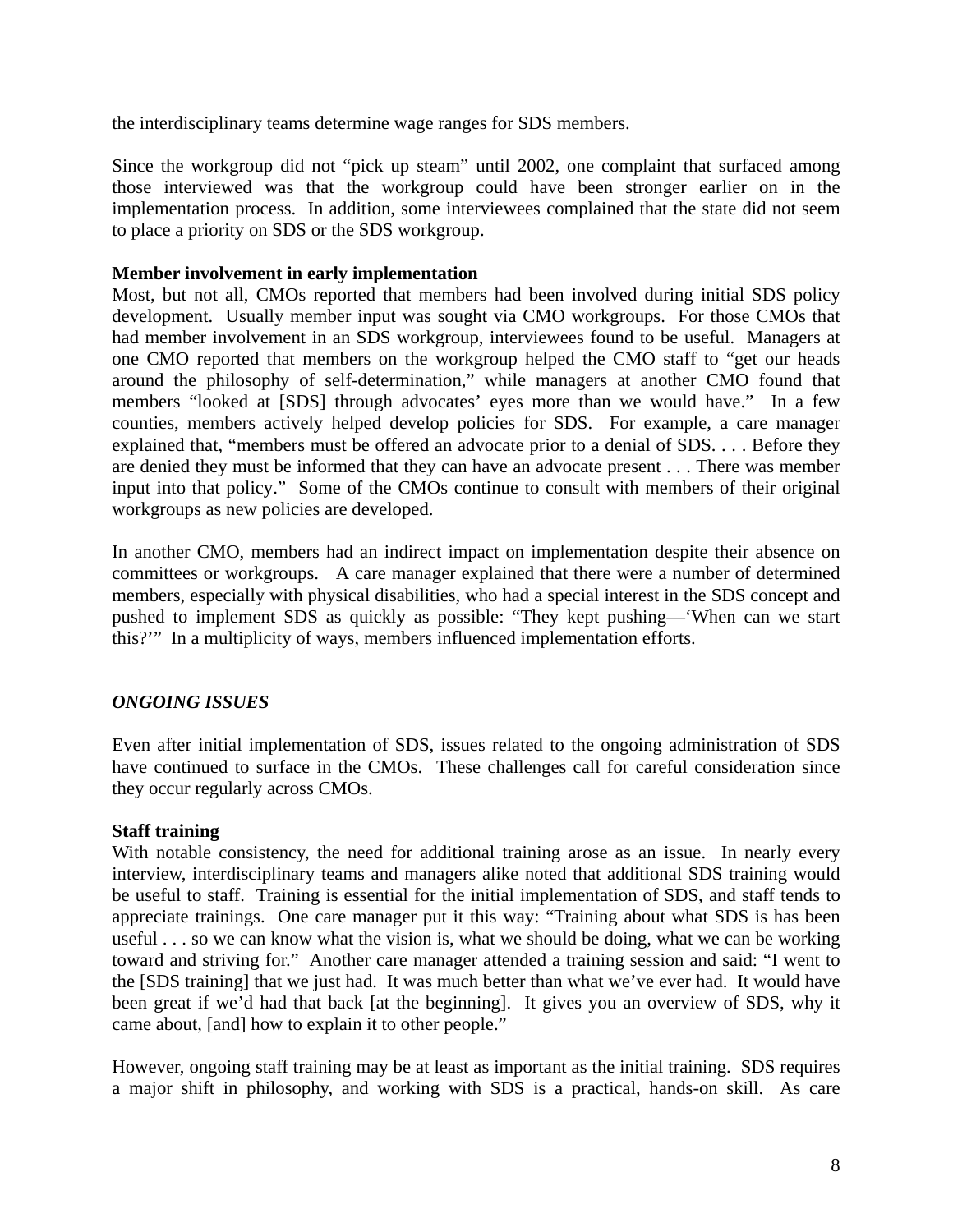the interdisciplinary teams determine wage ranges for SDS members.

Since the workgroup did not “pick up steam” until 2002, one complaint that surfaced among those interviewed was that the workgroup could have been stronger earlier on in the implementation process. In addition, some interviewees complained that the state did not seem to place a priority on SDS or the SDS workgroup.

**Member involvement in early implementation**

Most, but not all, CMOs reported that members had been involved during initial SDS policy development. Usually member input was sought via CMO workgroups. For those CMOs that had member involvement in an SDS workgroup, interviewees found to be useful. Managers at one CMO reported that members on the workgroup helped the CMO staff to “get our heads around the philosophy of self-determination,” while managers at another CMO found that members “looked at [SDS] through advocates’ eyes more than we would have.” In a few counties, members actively helped develop policies for SDS. For example, a care manager explained that, “members must be offered an advocate prior to a denial of SDS. . . . Before they are denied they must be informed that they can have an advocate present . . . There was member input into that policy.” Some of the CMOs continue to consult with members of their original workgroups as new policies are developed.

In another CMO, members had an indirect impact on implementation despite their absence on committees or workgroups. A care manager explained that there were a number of determined members, especially with physical disabilities, who had a special interest in the SDS concept and pushed to implement SDS as quickly as possible: “They kept pushing—‘When can we start this?’” In a multiplicity of ways, members influenced implementation efforts.

## *ONGOING ISSUES*

Even after initial implementation of SDS, issues related to the ongoing administration of SDS have continued to surface in the CMOs. These challenges call for careful consideration since they occur regularly across CMOs.

**Staff training**

With notable consistency, the need for additional training arose as an issue. In nearly every interview, interdisciplinary teams and managers alike noted that additional SDS training would be useful to staff. Training is essential for the initial implementation of SDS, and staff tends to appreciate trainings. One care manager put it this way: “Training about what SDS is has been useful . . . so we can know what the vision is, what we should be doing, what we can be working toward and striving for.” Another care manager attended a training session and said: “I went to the [SDS training] that we just had. It was much better than what we’ve ever had. It would have been great if we’d had that back [at the beginning]. It gives you an overview of SDS, why it came about, [and] how to explain it to other people.”

However, ongoing staff training may be at least as important as the initial training. SDS requires a major shift in philosophy, and working with SDS is a practical, hands-on skill. As care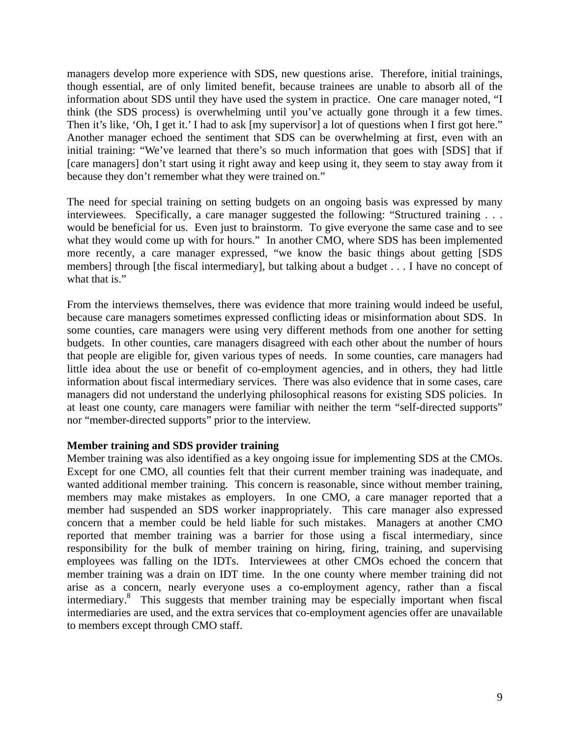managers develop more experience with SDS, new questions arise. Therefore, initial trainings, though essential, are of only limited benefit, because trainees are unable to absorb all of the information about SDS until they have used the system in practice. One care manager noted, "I think (the SDS process) is overwhelming until you've actually gone through it a few times. Then it's like, 'Oh, I get it.' I had to ask [my supervisor] a lot of questions when I first got here." Another manager echoed the sentiment that SDS can be overwhelming at first, even with an initial training: "We've learned that there's so much information that goes with [SDS] that if [care managers] don't start using it right away and keep using it, they seem to stay away from it because they don't remember what they were trained on."

The need for special training on setting budgets on an ongoing basis was expressed by many interviewees. Specifically, a care manager suggested the following: "Structured training . . . would be beneficial for us. Even just to brainstorm. To give everyone the same case and to see what they would come up with for hours." In another CMO, where SDS has been implemented more recently, a care manager expressed, "we know the basic things about getting [SDS members] through [the fiscal intermediary], but talking about a budget . . . I have no concept of what that is."

From the interviews themselves, there was evidence that more training would indeed be useful, because care managers sometimes expressed conflicting ideas or misinformation about SDS. In some counties, care managers were using very different methods from one another for setting budgets. In other counties, care managers disagreed with each other about the number of hours that people are eligible for, given various types of needs. In some counties, care managers had little idea about the use or benefit of co-employment agencies, and in others, they had little information about fiscal intermediary services. There was also evidence that in some cases, care managers did not understand the underlying philosophical reasons for existing SDS policies. In at least one county, care managers were familiar with neither the term "self-directed supports" nor "member-directed supports" prior to the interview.

**Member training and SDS provider training**

Member training was also identified as a key ongoing issue for implementing SDS at the CMOs. Except for one CMO, all counties felt that their current member training was inadequate, and wanted additional member training. This concern is reasonable, since without member training, members may make mistakes as employers. In one CMO, a care manager reported that a member had suspended an SDS worker inappropriately. This care manager also expressed concern that a member could be held liable for such mistakes. Managers at another CMO reported that member training was a barrier for those using a fiscal intermediary, since responsibility for the bulk of member training on hiring, firing, training, and supervising employees was falling on the IDTs. Interviewees at other CMOs echoed the concern that member training was a drain on IDT time. In the one county where member training did not arise as a concern, nearly everyone uses a co-employment agency, rather than a fiscal intermediary.[8] This suggests that member training may be especially important when fiscal intermediaries are used, and the extra services that co-employment agencies offer are unavailable to members except through CMO staff.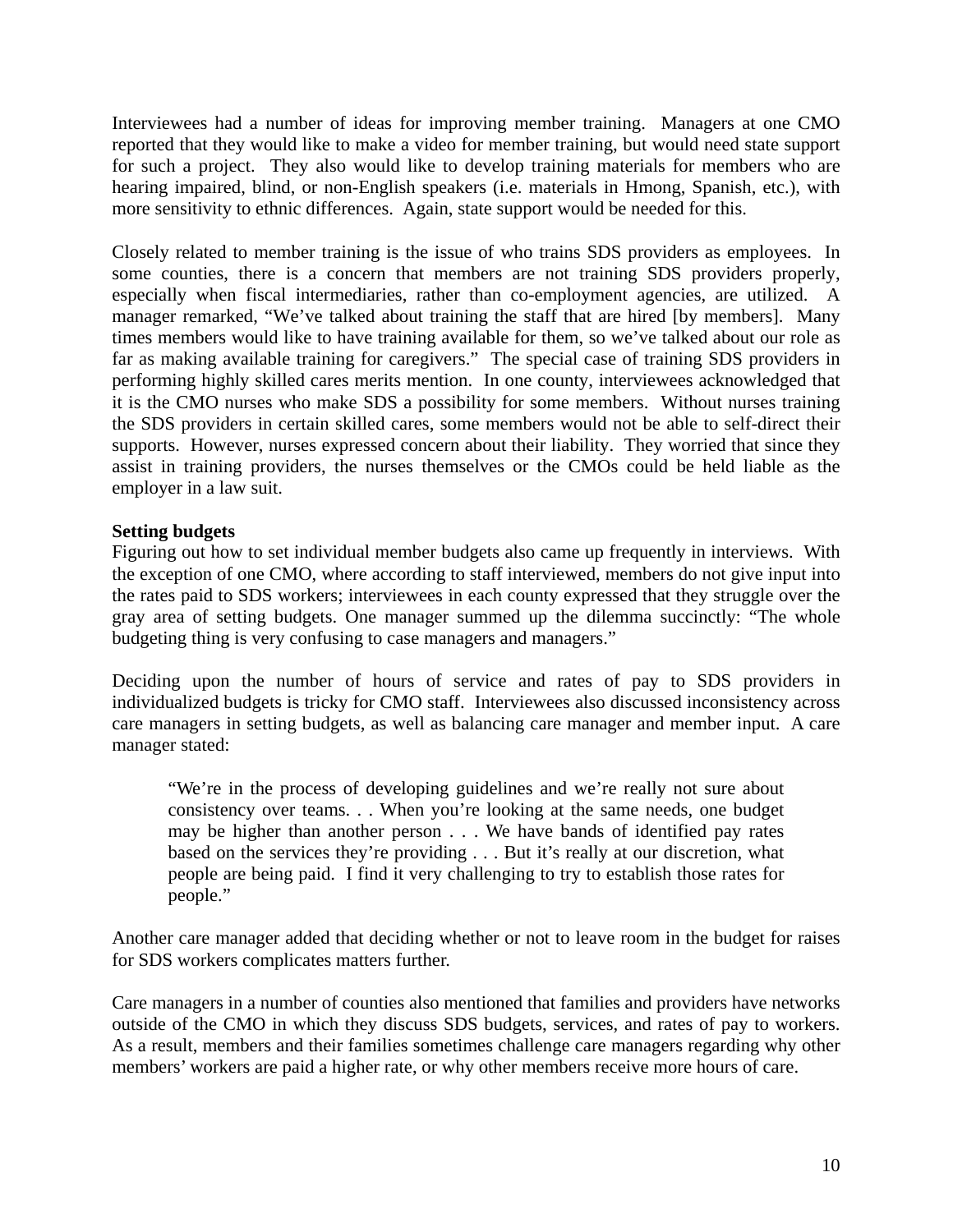Interviewees had a number of ideas for improving member training. Managers at one CMO reported that they would like to make a video for member training, but would need state support for such a project. They also would like to develop training materials for members who are hearing impaired, blind, or non-English speakers (i.e. materials in Hmong, Spanish, etc.), with more sensitivity to ethnic differences. Again, state support would be needed for this.

Closely related to member training is the issue of who trains SDS providers as employees. In some counties, there is a concern that members are not training SDS providers properly, especially when fiscal intermediaries, rather than co-employment agencies, are utilized. A manager remarked, "We've talked about training the staff that are hired [by members]. Many times members would like to have training available for them, so we've talked about our role as far as making available training for caregivers." The special case of training SDS providers in performing highly skilled cares merits mention. In one county, interviewees acknowledged that it is the CMO nurses who make SDS a possibility for some members. Without nurses training the SDS providers in certain skilled cares, some members would not be able to self-direct their supports. However, nurses expressed concern about their liability. They worried that since they assist in training providers, the nurses themselves or the CMOs could be held liable as the employer in a law suit.

**Setting budgets**

Figuring out how to set individual member budgets also came up frequently in interviews. With the exception of one CMO, where according to staff interviewed, members do not give input into the rates paid to SDS workers; interviewees in each county expressed that they struggle over the gray area of setting budgets. One manager summed up the dilemma succinctly: "The whole budgeting thing is very confusing to case managers and managers."

Deciding upon the number of hours of service and rates of pay to SDS providers in individualized budgets is tricky for CMO staff. Interviewees also discussed inconsistency across care managers in setting budgets, as well as balancing care manager and member input. A care manager stated:

> "We're in the process of developing guidelines and we're really not sure about consistency over teams. . . When you're looking at the same needs, one budget may be higher than another person . . . We have bands of identified pay rates based on the services they're providing . . . But it's really at our discretion, what people are being paid. I find it very challenging to try to establish those rates for people."

Another care manager added that deciding whether or not to leave room in the budget for raises for SDS workers complicates matters further.

Care managers in a number of counties also mentioned that families and providers have networks outside of the CMO in which they discuss SDS budgets, services, and rates of pay to workers. As a result, members and their families sometimes challenge care managers regarding why other members' workers are paid a higher rate, or why other members receive more hours of care.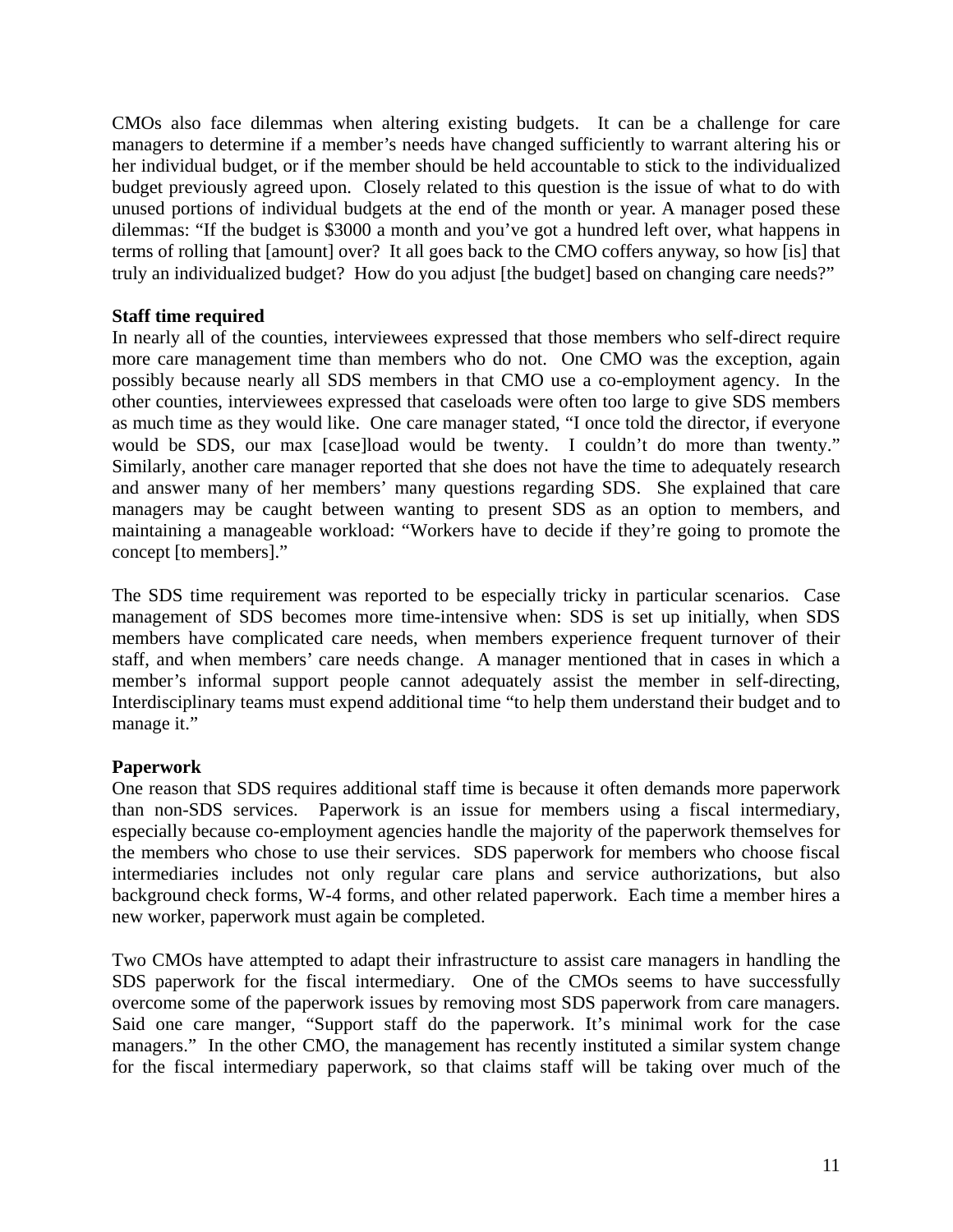CMOs also face dilemmas when altering existing budgets. It can be a challenge for care managers to determine if a member's needs have changed sufficiently to warrant altering his or her individual budget, or if the member should be held accountable to stick to the individualized budget previously agreed upon. Closely related to this question is the issue of what to do with unused portions of individual budgets at the end of the month or year. A manager posed these dilemmas: "If the budget is $3000 a month and you've got a hundred left over, what happens in terms of rolling that [amount] over? It all goes back to the CMO coffers anyway, so how [is] that truly an individualized budget? How do you adjust [the budget] based on changing care needs?"

**Staff time required**

In nearly all of the counties, interviewees expressed that those members who self-direct require more care management time than members who do not. One CMO was the exception, again possibly because nearly all SDS members in that CMO use a co-employment agency. In the other counties, interviewees expressed that caseloads were often too large to give SDS members as much time as they would like. One care manager stated, "I once told the director, if everyone would be SDS, our max [case]load would be twenty. I couldn't do more than twenty." Similarly, another care manager reported that she does not have the time to adequately research and answer many of her members' many questions regarding SDS. She explained that care managers may be caught between wanting to present SDS as an option to members, and maintaining a manageable workload: "Workers have to decide if they're going to promote the concept [to members]."

The SDS time requirement was reported to be especially tricky in particular scenarios. Case management of SDS becomes more time-intensive when: SDS is set up initially, when SDS members have complicated care needs, when members experience frequent turnover of their staff, and when members' care needs change. A manager mentioned that in cases in which a member's informal support people cannot adequately assist the member in self-directing, Interdisciplinary teams must expend additional time "to help them understand their budget and to manage it."

**Paperwork**

One reason that SDS requires additional staff time is because it often demands more paperwork than non-SDS services. Paperwork is an issue for members using a fiscal intermediary, especially because co-employment agencies handle the majority of the paperwork themselves for the members who chose to use their services. SDS paperwork for members who choose fiscal intermediaries includes not only regular care plans and service authorizations, but also background check forms, W-4 forms, and other related paperwork. Each time a member hires a new worker, paperwork must again be completed.

Two CMOs have attempted to adapt their infrastructure to assist care managers in handling the SDS paperwork for the fiscal intermediary. One of the CMOs seems to have successfully overcome some of the paperwork issues by removing most SDS paperwork from care managers. Said one care manger, "Support staff do the paperwork. It's minimal work for the case managers." In the other CMO, the management has recently instituted a similar system change for the fiscal intermediary paperwork, so that claims staff will be taking over much of the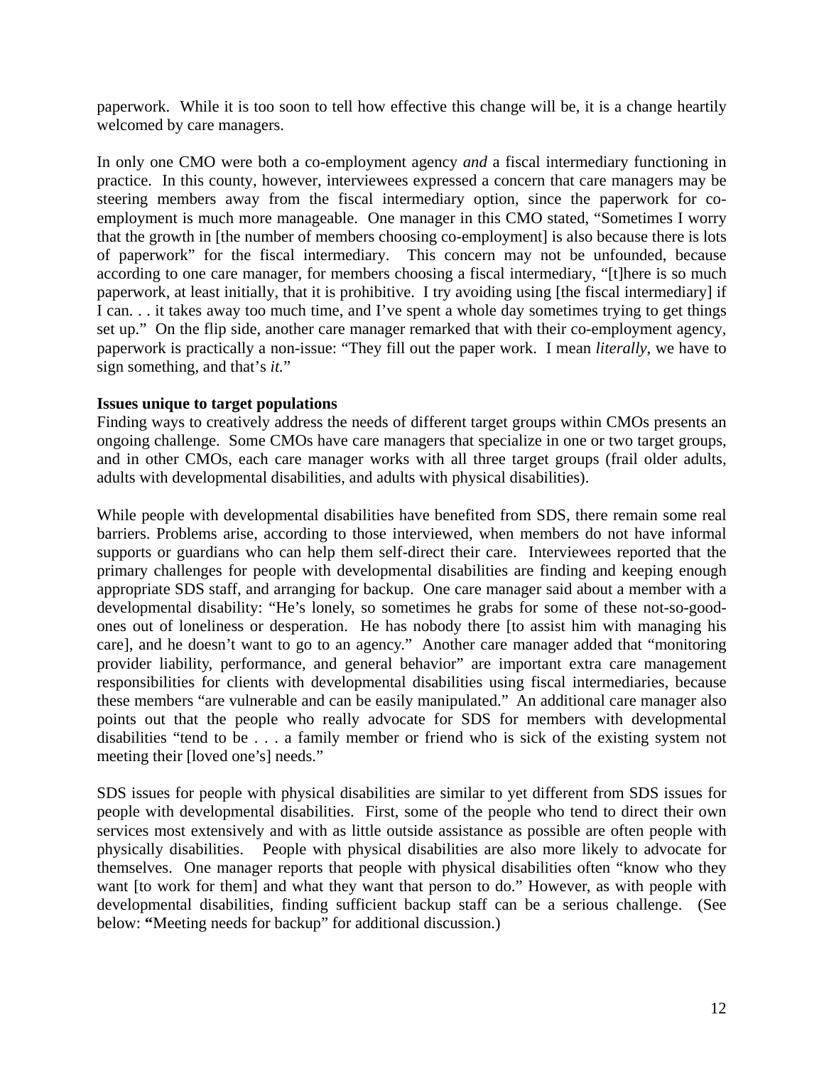paperwork. While it is too soon to tell how effective this change will be, it is a change heartily welcomed by care managers.

In only one CMO were both a co-employment agency *and* a fiscal intermediary functioning in practice. In this county, however, interviewees expressed a concern that care managers may be steering members away from the fiscal intermediary option, since the paperwork for co-employment is much more manageable. One manager in this CMO stated, "Sometimes I worry that the growth in [the number of members choosing co-employment] is also because there is lots of paperwork" for the fiscal intermediary. This concern may not be unfounded, because according to one care manager, for members choosing a fiscal intermediary, "[t]here is so much paperwork, at least initially, that it is prohibitive. I try avoiding using [the fiscal intermediary] if I can. . . it takes away too much time, and I've spent a whole day sometimes trying to get things set up." On the flip side, another care manager remarked that with their co-employment agency, paperwork is practically a non-issue: "They fill out the paper work. I mean *literally*, we have to sign something, and that's *it.*"

**Issues unique to target populations**

Finding ways to creatively address the needs of different target groups within CMOs presents an ongoing challenge. Some CMOs have care managers that specialize in one or two target groups, and in other CMOs, each care manager works with all three target groups (frail older adults, adults with developmental disabilities, and adults with physical disabilities).

While people with developmental disabilities have benefited from SDS, there remain some real barriers. Problems arise, according to those interviewed, when members do not have informal supports or guardians who can help them self-direct their care. Interviewees reported that the primary challenges for people with developmental disabilities are finding and keeping enough appropriate SDS staff, and arranging for backup. One care manager said about a member with a developmental disability: "He's lonely, so sometimes he grabs for some of these not-so-good-ones out of loneliness or desperation. He has nobody there [to assist him with managing his care], and he doesn't want to go to an agency." Another care manager added that "monitoring provider liability, performance, and general behavior" are important extra care management responsibilities for clients with developmental disabilities using fiscal intermediaries, because these members "are vulnerable and can be easily manipulated." An additional care manager also points out that the people who really advocate for SDS for members with developmental disabilities "tend to be . . . a family member or friend who is sick of the existing system not meeting their [loved one's] needs."

SDS issues for people with physical disabilities are similar to yet different from SDS issues for people with developmental disabilities. First, some of the people who tend to direct their own services most extensively and with as little outside assistance as possible are often people with physically disabilities. People with physical disabilities are also more likely to advocate for themselves. One manager reports that people with physical disabilities often "know who they want [to work for them] and what they want that person to do." However, as with people with developmental disabilities, finding sufficient backup staff can be a serious challenge. (See below: **"**Meeting needs for backup" for additional discussion.)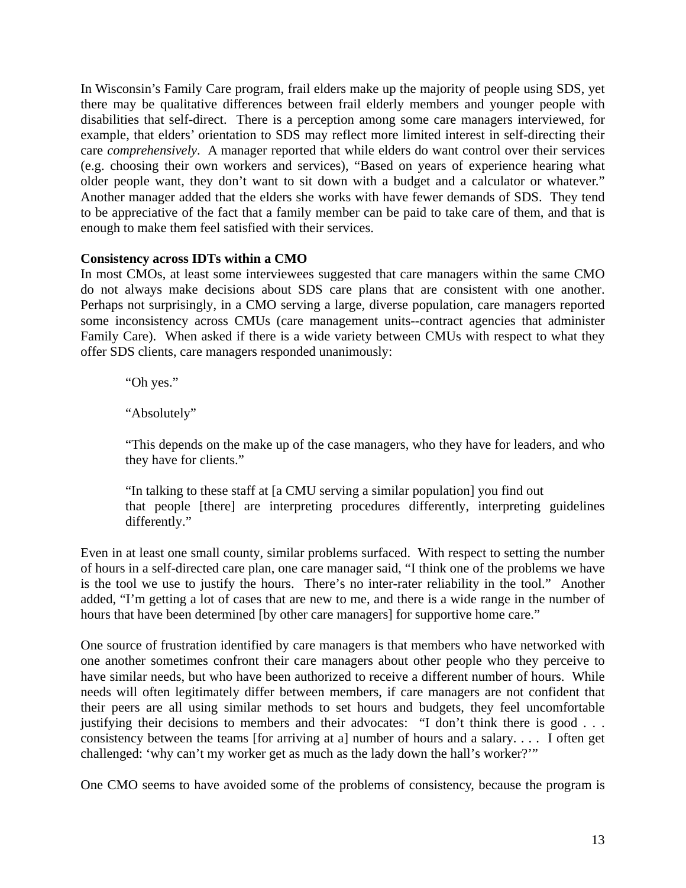In Wisconsin's Family Care program, frail elders make up the majority of people using SDS, yet there may be qualitative differences between frail elderly members and younger people with disabilities that self-direct. There is a perception among some care managers interviewed, for example, that elders' orientation to SDS may reflect more limited interest in self-directing their care *comprehensively*. A manager reported that while elders do want control over their services (e.g. choosing their own workers and services), "Based on years of experience hearing what older people want, they don't want to sit down with a budget and a calculator or whatever." Another manager added that the elders she works with have fewer demands of SDS. They tend to be appreciative of the fact that a family member can be paid to take care of them, and that is enough to make them feel satisfied with their services.

**Consistency across IDTs within a CMO**

In most CMOs, at least some interviewees suggested that care managers within the same CMO do not always make decisions about SDS care plans that are consistent with one another. Perhaps not surprisingly, in a CMO serving a large, diverse population, care managers reported some inconsistency across CMUs (care management units--contract agencies that administer Family Care). When asked if there is a wide variety between CMUs with respect to what they offer SDS clients, care managers responded unanimously:

> "Oh yes."
>
> "Absolutely"
>
> "This depends on the make up of the case managers, who they have for leaders, and who they have for clients."
>
> "In talking to these staff at [a CMU serving a similar population] you find out that people [there] are interpreting procedures differently, interpreting guidelines differently."

Even in at least one small county, similar problems surfaced. With respect to setting the number of hours in a self-directed care plan, one care manager said, "I think one of the problems we have is the tool we use to justify the hours. There's no inter-rater reliability in the tool." Another added, "I'm getting a lot of cases that are new to me, and there is a wide range in the number of hours that have been determined [by other care managers] for supportive home care."

One source of frustration identified by care managers is that members who have networked with one another sometimes confront their care managers about other people who they perceive to have similar needs, but who have been authorized to receive a different number of hours. While needs will often legitimately differ between members, if care managers are not confident that their peers are all using similar methods to set hours and budgets, they feel uncomfortable justifying their decisions to members and their advocates: "I don't think there is good . . . consistency between the teams [for arriving at a] number of hours and a salary. . . . I often get challenged: 'why can't my worker get as much as the lady down the hall's worker?'"

One CMO seems to have avoided some of the problems of consistency, because the program is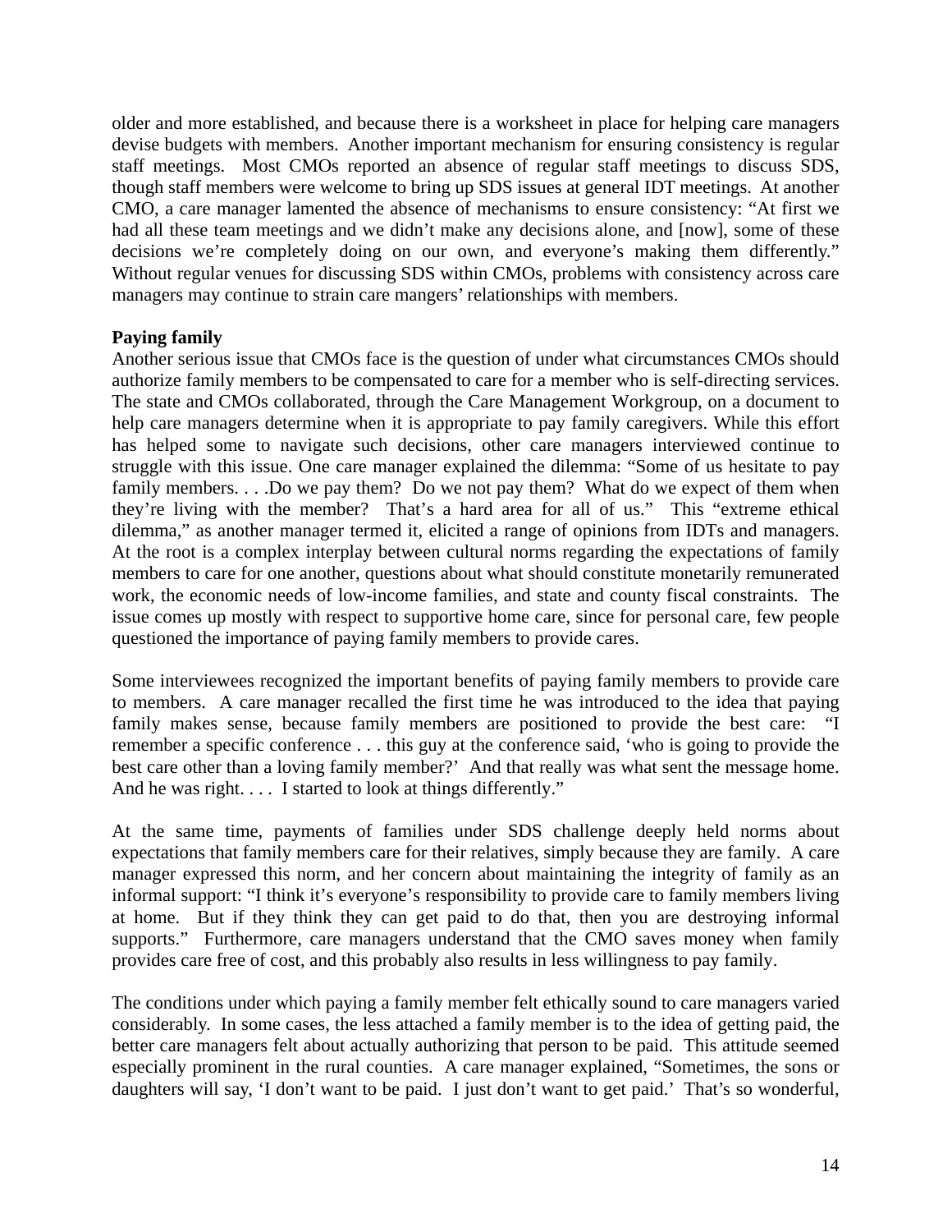older and more established, and because there is a worksheet in place for helping care managers devise budgets with members. Another important mechanism for ensuring consistency is regular staff meetings. Most CMOs reported an absence of regular staff meetings to discuss SDS, though staff members were welcome to bring up SDS issues at general IDT meetings. At another CMO, a care manager lamented the absence of mechanisms to ensure consistency: "At first we had all these team meetings and we didn't make any decisions alone, and [now], some of these decisions we're completely doing on our own, and everyone's making them differently." Without regular venues for discussing SDS within CMOs, problems with consistency across care managers may continue to strain care mangers' relationships with members.

**Paying family**

Another serious issue that CMOs face is the question of under what circumstances CMOs should authorize family members to be compensated to care for a member who is self-directing services. The state and CMOs collaborated, through the Care Management Workgroup, on a document to help care managers determine when it is appropriate to pay family caregivers. While this effort has helped some to navigate such decisions, other care managers interviewed continue to struggle with this issue. One care manager explained the dilemma: "Some of us hesitate to pay family members. . . .Do we pay them? Do we not pay them? What do we expect of them when they're living with the member? That's a hard area for all of us." This "extreme ethical dilemma," as another manager termed it, elicited a range of opinions from IDTs and managers. At the root is a complex interplay between cultural norms regarding the expectations of family members to care for one another, questions about what should constitute monetarily remunerated work, the economic needs of low-income families, and state and county fiscal constraints. The issue comes up mostly with respect to supportive home care, since for personal care, few people questioned the importance of paying family members to provide cares.

Some interviewees recognized the important benefits of paying family members to provide care to members. A care manager recalled the first time he was introduced to the idea that paying family makes sense, because family members are positioned to provide the best care: "I remember a specific conference . . . this guy at the conference said, 'who is going to provide the best care other than a loving family member?' And that really was what sent the message home. And he was right. . . . I started to look at things differently."

At the same time, payments of families under SDS challenge deeply held norms about expectations that family members care for their relatives, simply because they are family. A care manager expressed this norm, and her concern about maintaining the integrity of family as an informal support: "I think it's everyone's responsibility to provide care to family members living at home. But if they think they can get paid to do that, then you are destroying informal supports." Furthermore, care managers understand that the CMO saves money when family provides care free of cost, and this probably also results in less willingness to pay family.

The conditions under which paying a family member felt ethically sound to care managers varied considerably. In some cases, the less attached a family member is to the idea of getting paid, the better care managers felt about actually authorizing that person to be paid. This attitude seemed especially prominent in the rural counties. A care manager explained, "Sometimes, the sons or daughters will say, 'I don't want to be paid. I just don't want to get paid.' That's so wonderful,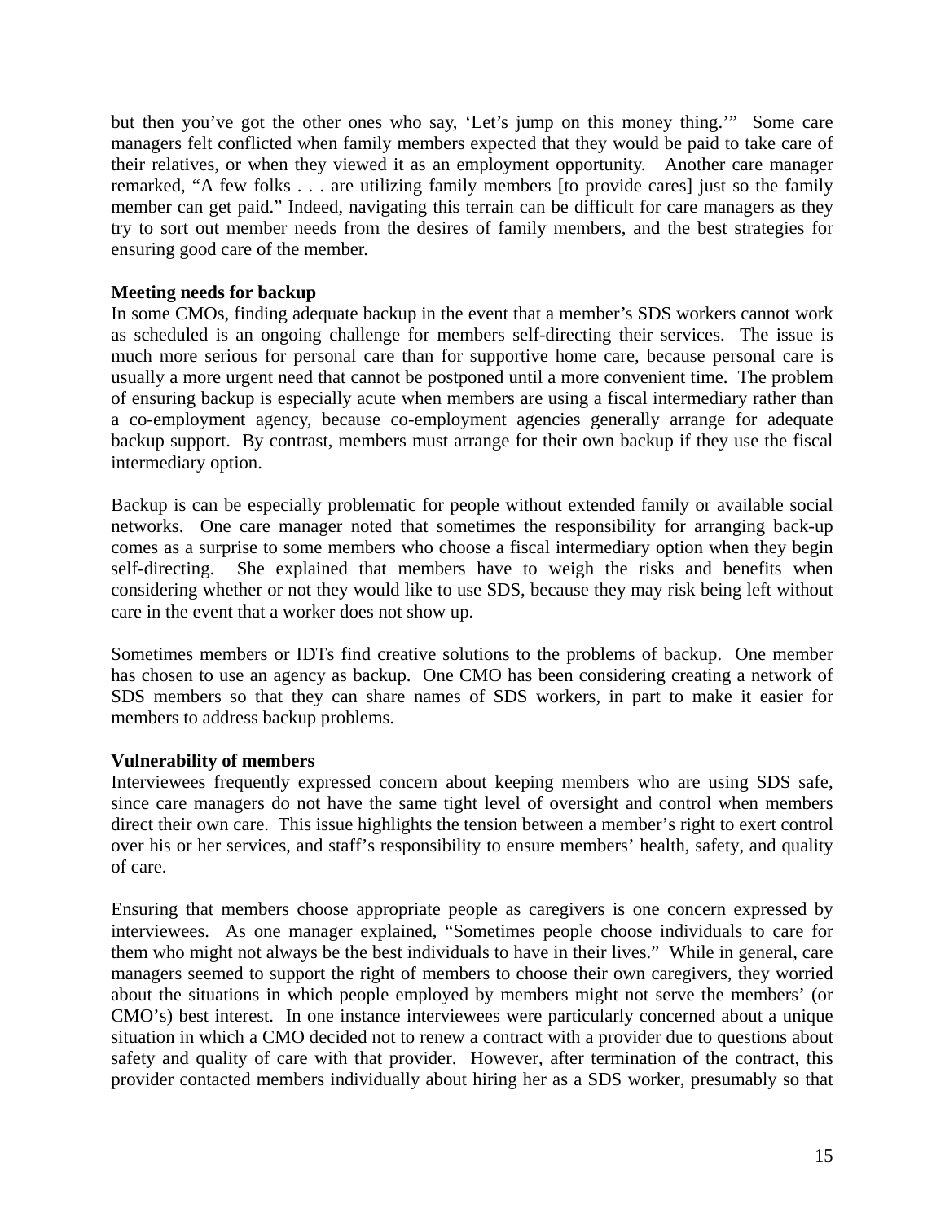but then you've got the other ones who say, 'Let's jump on this money thing.'" Some care managers felt conflicted when family members expected that they would be paid to take care of their relatives, or when they viewed it as an employment opportunity. Another care manager remarked, "A few folks . . . are utilizing family members [to provide cares] just so the family member can get paid." Indeed, navigating this terrain can be difficult for care managers as they try to sort out member needs from the desires of family members, and the best strategies for ensuring good care of the member.

**Meeting needs for backup**

In some CMOs, finding adequate backup in the event that a member's SDS workers cannot work as scheduled is an ongoing challenge for members self-directing their services. The issue is much more serious for personal care than for supportive home care, because personal care is usually a more urgent need that cannot be postponed until a more convenient time. The problem of ensuring backup is especially acute when members are using a fiscal intermediary rather than a co-employment agency, because co-employment agencies generally arrange for adequate backup support. By contrast, members must arrange for their own backup if they use the fiscal intermediary option.

Backup is can be especially problematic for people without extended family or available social networks. One care manager noted that sometimes the responsibility for arranging back-up comes as a surprise to some members who choose a fiscal intermediary option when they begin self-directing. She explained that members have to weigh the risks and benefits when considering whether or not they would like to use SDS, because they may risk being left without care in the event that a worker does not show up.

Sometimes members or IDTs find creative solutions to the problems of backup. One member has chosen to use an agency as backup. One CMO has been considering creating a network of SDS members so that they can share names of SDS workers, in part to make it easier for members to address backup problems.

**Vulnerability of members**

Interviewees frequently expressed concern about keeping members who are using SDS safe, since care managers do not have the same tight level of oversight and control when members direct their own care. This issue highlights the tension between a member's right to exert control over his or her services, and staff's responsibility to ensure members' health, safety, and quality of care.

Ensuring that members choose appropriate people as caregivers is one concern expressed by interviewees. As one manager explained, "Sometimes people choose individuals to care for them who might not always be the best individuals to have in their lives." While in general, care managers seemed to support the right of members to choose their own caregivers, they worried about the situations in which people employed by members might not serve the members' (or CMO's) best interest. In one instance interviewees were particularly concerned about a unique situation in which a CMO decided not to renew a contract with a provider due to questions about safety and quality of care with that provider. However, after termination of the contract, this provider contacted members individually about hiring her as a SDS worker, presumably so that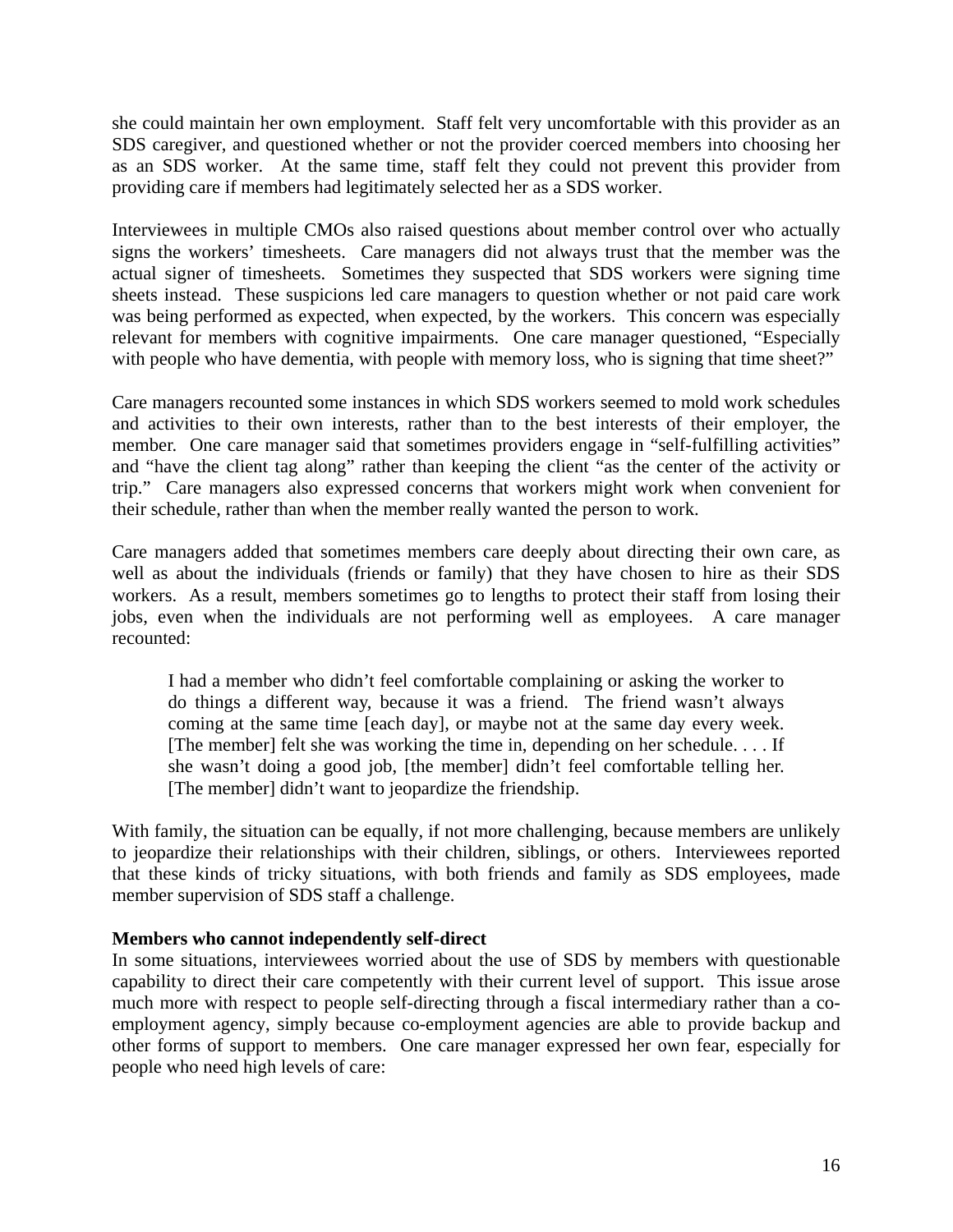she could maintain her own employment. Staff felt very uncomfortable with this provider as an SDS caregiver, and questioned whether or not the provider coerced members into choosing her as an SDS worker. At the same time, staff felt they could not prevent this provider from providing care if members had legitimately selected her as a SDS worker.

Interviewees in multiple CMOs also raised questions about member control over who actually signs the workers' timesheets. Care managers did not always trust that the member was the actual signer of timesheets. Sometimes they suspected that SDS workers were signing time sheets instead. These suspicions led care managers to question whether or not paid care work was being performed as expected, when expected, by the workers. This concern was especially relevant for members with cognitive impairments. One care manager questioned, "Especially with people who have dementia, with people with memory loss, who is signing that time sheet?"

Care managers recounted some instances in which SDS workers seemed to mold work schedules and activities to their own interests, rather than to the best interests of their employer, the member. One care manager said that sometimes providers engage in "self-fulfilling activities" and "have the client tag along" rather than keeping the client "as the center of the activity or trip." Care managers also expressed concerns that workers might work when convenient for their schedule, rather than when the member really wanted the person to work.

Care managers added that sometimes members care deeply about directing their own care, as well as about the individuals (friends or family) that they have chosen to hire as their SDS workers. As a result, members sometimes go to lengths to protect their staff from losing their jobs, even when the individuals are not performing well as employees. A care manager recounted:

> I had a member who didn't feel comfortable complaining or asking the worker to do things a different way, because it was a friend. The friend wasn't always coming at the same time [each day], or maybe not at the same day every week. [The member] felt she was working the time in, depending on her schedule. . . . If she wasn't doing a good job, [the member] didn't feel comfortable telling her. [The member] didn't want to jeopardize the friendship.

With family, the situation can be equally, if not more challenging, because members are unlikely to jeopardize their relationships with their children, siblings, or others. Interviewees reported that these kinds of tricky situations, with both friends and family as SDS employees, made member supervision of SDS staff a challenge.

**Members who cannot independently self-direct**

In some situations, interviewees worried about the use of SDS by members with questionable capability to direct their care competently with their current level of support. This issue arose much more with respect to people self-directing through a fiscal intermediary rather than a co-employment agency, simply because co-employment agencies are able to provide backup and other forms of support to members. One care manager expressed her own fear, especially for people who need high levels of care: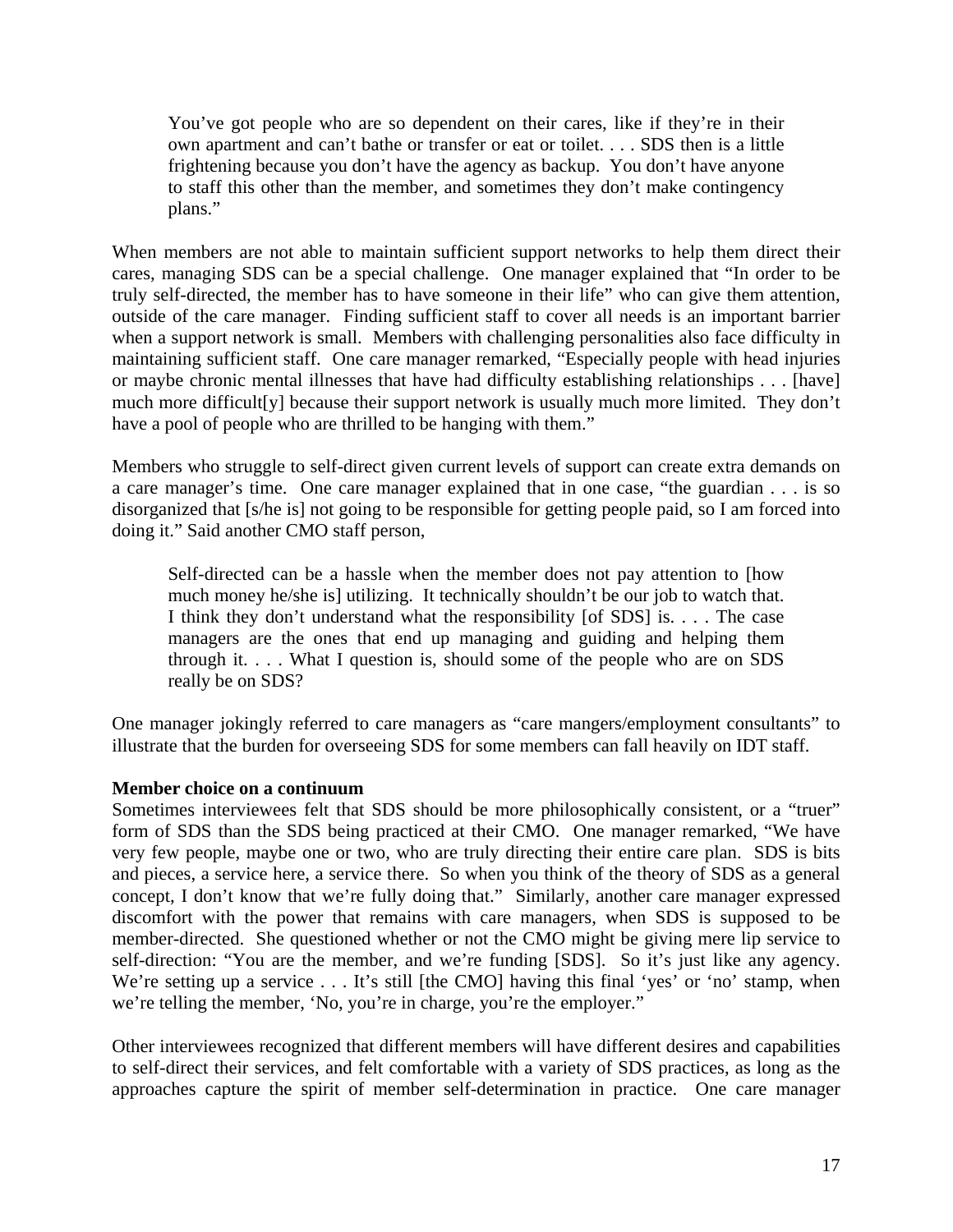> You've got people who are so dependent on their cares, like if they're in their own apartment and can't bathe or transfer or eat or toilet. . . . SDS then is a little frightening because you don't have the agency as backup. You don't have anyone to staff this other than the member, and sometimes they don't make contingency plans."

When members are not able to maintain sufficient support networks to help them direct their cares, managing SDS can be a special challenge. One manager explained that "In order to be truly self-directed, the member has to have someone in their life" who can give them attention, outside of the care manager. Finding sufficient staff to cover all needs is an important barrier when a support network is small. Members with challenging personalities also face difficulty in maintaining sufficient staff. One care manager remarked, "Especially people with head injuries or maybe chronic mental illnesses that have had difficulty establishing relationships . . . [have] much more difficult[y] because their support network is usually much more limited. They don't have a pool of people who are thrilled to be hanging with them."

Members who struggle to self-direct given current levels of support can create extra demands on a care manager's time. One care manager explained that in one case, "the guardian . . . is so disorganized that [s/he is] not going to be responsible for getting people paid, so I am forced into doing it." Said another CMO staff person,

> Self-directed can be a hassle when the member does not pay attention to [how much money he/she is] utilizing. It technically shouldn't be our job to watch that. I think they don't understand what the responsibility [of SDS] is. . . . The case managers are the ones that end up managing and guiding and helping them through it. . . . What I question is, should some of the people who are on SDS really be on SDS?

One manager jokingly referred to care managers as "care mangers/employment consultants" to illustrate that the burden for overseeing SDS for some members can fall heavily on IDT staff.

**Member choice on a continuum**

Sometimes interviewees felt that SDS should be more philosophically consistent, or a "truer" form of SDS than the SDS being practiced at their CMO. One manager remarked, "We have very few people, maybe one or two, who are truly directing their entire care plan. SDS is bits and pieces, a service here, a service there. So when you think of the theory of SDS as a general concept, I don't know that we're fully doing that." Similarly, another care manager expressed discomfort with the power that remains with care managers, when SDS is supposed to be member-directed. She questioned whether or not the CMO might be giving mere lip service to self-direction: "You are the member, and we're funding [SDS]. So it's just like any agency. We're setting up a service . . . It's still [the CMO] having this final 'yes' or 'no' stamp, when we're telling the member, 'No, you're in charge, you're the employer."

Other interviewees recognized that different members will have different desires and capabilities to self-direct their services, and felt comfortable with a variety of SDS practices, as long as the approaches capture the spirit of member self-determination in practice. One care manager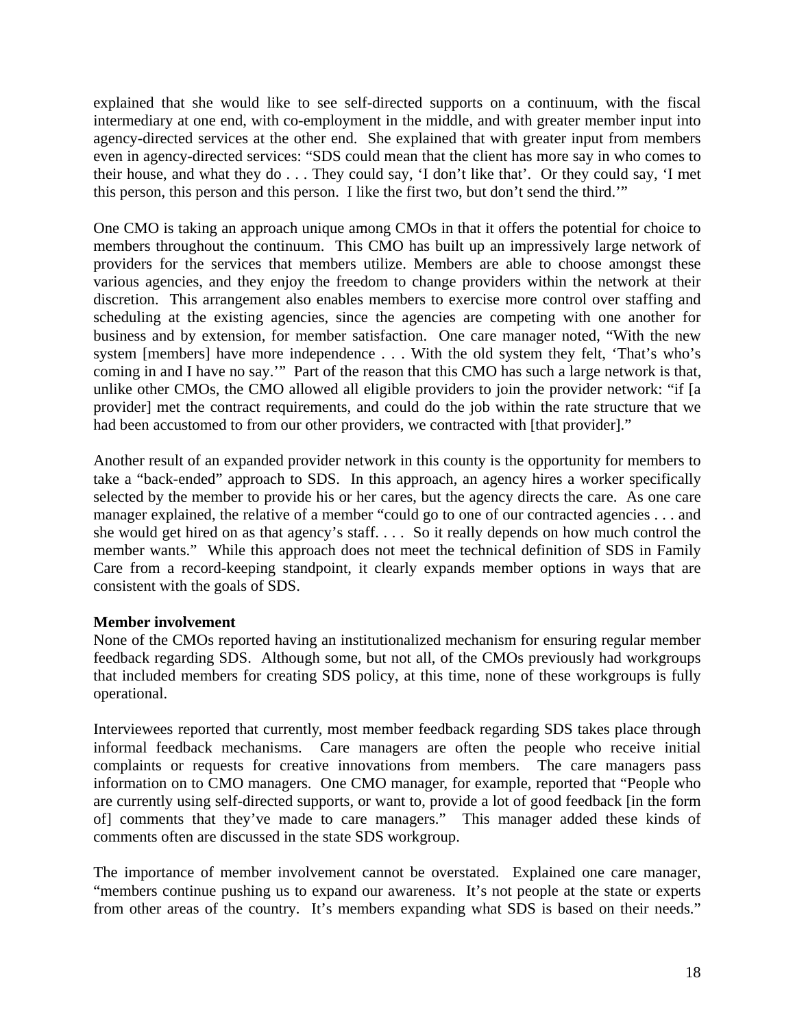explained that she would like to see self-directed supports on a continuum, with the fiscal intermediary at one end, with co-employment in the middle, and with greater member input into agency-directed services at the other end. She explained that with greater input from members even in agency-directed services: "SDS could mean that the client has more say in who comes to their house, and what they do . . . They could say, 'I don't like that'. Or they could say, 'I met this person, this person and this person. I like the first two, but don't send the third.'"

One CMO is taking an approach unique among CMOs in that it offers the potential for choice to members throughout the continuum. This CMO has built up an impressively large network of providers for the services that members utilize. Members are able to choose amongst these various agencies, and they enjoy the freedom to change providers within the network at their discretion. This arrangement also enables members to exercise more control over staffing and scheduling at the existing agencies, since the agencies are competing with one another for business and by extension, for member satisfaction. One care manager noted, "With the new system [members] have more independence . . . With the old system they felt, 'That's who's coming in and I have no say.'" Part of the reason that this CMO has such a large network is that, unlike other CMOs, the CMO allowed all eligible providers to join the provider network: "if [a provider] met the contract requirements, and could do the job within the rate structure that we had been accustomed to from our other providers, we contracted with [that provider]."

Another result of an expanded provider network in this county is the opportunity for members to take a "back-ended" approach to SDS. In this approach, an agency hires a worker specifically selected by the member to provide his or her cares, but the agency directs the care. As one care manager explained, the relative of a member "could go to one of our contracted agencies . . . and she would get hired on as that agency's staff. . . . So it really depends on how much control the member wants." While this approach does not meet the technical definition of SDS in Family Care from a record-keeping standpoint, it clearly expands member options in ways that are consistent with the goals of SDS.

**Member involvement**

None of the CMOs reported having an institutionalized mechanism for ensuring regular member feedback regarding SDS. Although some, but not all, of the CMOs previously had workgroups that included members for creating SDS policy, at this time, none of these workgroups is fully operational.

Interviewees reported that currently, most member feedback regarding SDS takes place through informal feedback mechanisms. Care managers are often the people who receive initial complaints or requests for creative innovations from members. The care managers pass information on to CMO managers. One CMO manager, for example, reported that "People who are currently using self-directed supports, or want to, provide a lot of good feedback [in the form of] comments that they've made to care managers." This manager added these kinds of comments often are discussed in the state SDS workgroup.

The importance of member involvement cannot be overstated. Explained one care manager, "members continue pushing us to expand our awareness. It's not people at the state or experts from other areas of the country. It's members expanding what SDS is based on their needs."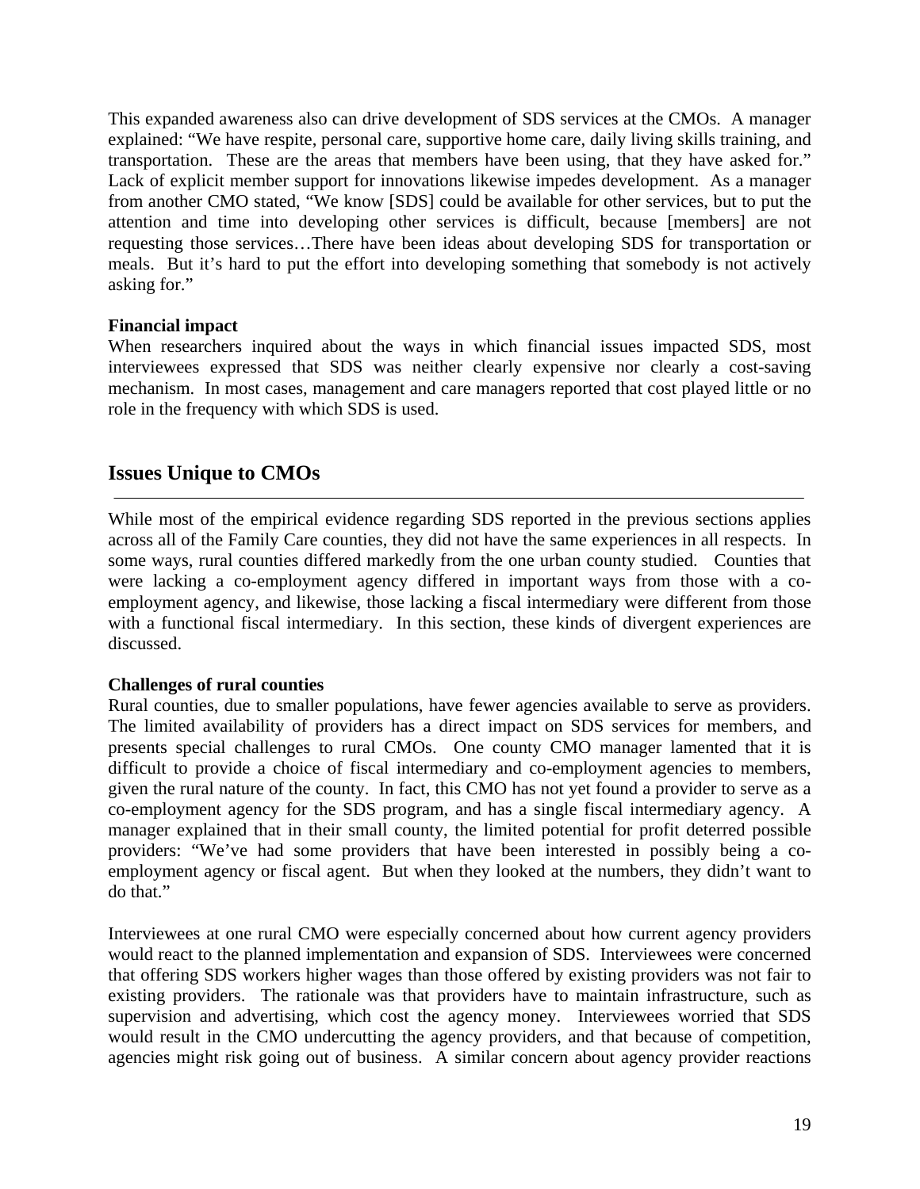This expanded awareness also can drive development of SDS services at the CMOs. A manager explained: "We have respite, personal care, supportive home care, daily living skills training, and transportation. These are the areas that members have been using, that they have asked for." Lack of explicit member support for innovations likewise impedes development. As a manager from another CMO stated, "We know [SDS] could be available for other services, but to put the attention and time into developing other services is difficult, because [members] are not requesting those services…There have been ideas about developing SDS for transportation or meals. But it's hard to put the effort into developing something that somebody is not actively asking for."

**Financial impact**

When researchers inquired about the ways in which financial issues impacted SDS, most interviewees expressed that SDS was neither clearly expensive nor clearly a cost-saving mechanism. In most cases, management and care managers reported that cost played little or no role in the frequency with which SDS is used.

## Issues Unique to CMOs

While most of the empirical evidence regarding SDS reported in the previous sections applies across all of the Family Care counties, they did not have the same experiences in all respects. In some ways, rural counties differed markedly from the one urban county studied. Counties that were lacking a co-employment agency differed in important ways from those with a co-employment agency, and likewise, those lacking a fiscal intermediary were different from those with a functional fiscal intermediary. In this section, these kinds of divergent experiences are discussed.

**Challenges of rural counties**

Rural counties, due to smaller populations, have fewer agencies available to serve as providers. The limited availability of providers has a direct impact on SDS services for members, and presents special challenges to rural CMOs. One county CMO manager lamented that it is difficult to provide a choice of fiscal intermediary and co-employment agencies to members, given the rural nature of the county. In fact, this CMO has not yet found a provider to serve as a co-employment agency for the SDS program, and has a single fiscal intermediary agency. A manager explained that in their small county, the limited potential for profit deterred possible providers: "We've had some providers that have been interested in possibly being a co-employment agency or fiscal agent. But when they looked at the numbers, they didn't want to do that."

Interviewees at one rural CMO were especially concerned about how current agency providers would react to the planned implementation and expansion of SDS. Interviewees were concerned that offering SDS workers higher wages than those offered by existing providers was not fair to existing providers. The rationale was that providers have to maintain infrastructure, such as supervision and advertising, which cost the agency money. Interviewees worried that SDS would result in the CMO undercutting the agency providers, and that because of competition, agencies might risk going out of business. A similar concern about agency provider reactions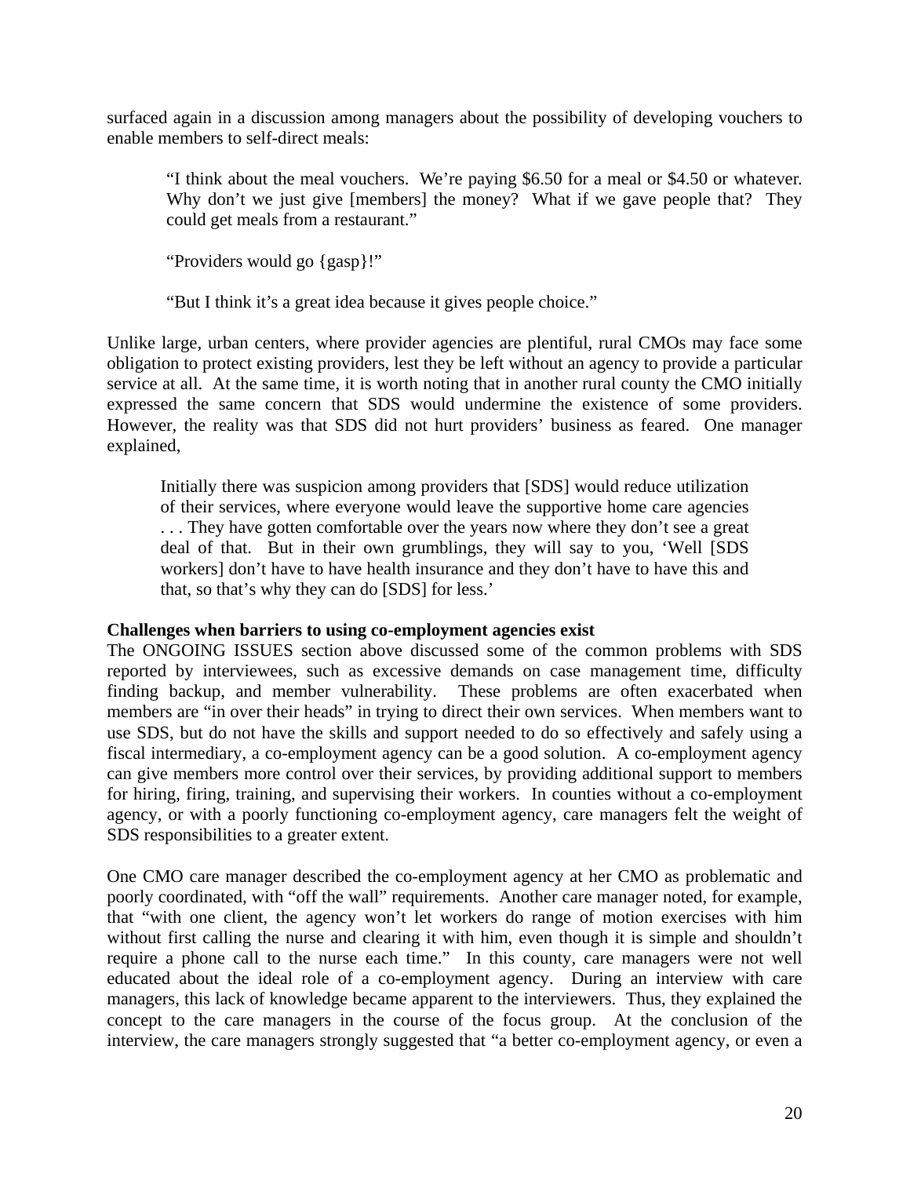surfaced again in a discussion among managers about the possibility of developing vouchers to enable members to self-direct meals:

> "I think about the meal vouchers. We're paying $6.50 for a meal or $4.50 or whatever. Why don't we just give [members] the money? What if we gave people that? They could get meals from a restaurant."
>
> "Providers would go {gasp}!"
>
> "But I think it's a great idea because it gives people choice."

Unlike large, urban centers, where provider agencies are plentiful, rural CMOs may face some obligation to protect existing providers, lest they be left without an agency to provide a particular service at all. At the same time, it is worth noting that in another rural county the CMO initially expressed the same concern that SDS would undermine the existence of some providers. However, the reality was that SDS did not hurt providers' business as feared. One manager explained,

> Initially there was suspicion among providers that [SDS] would reduce utilization of their services, where everyone would leave the supportive home care agencies . . . They have gotten comfortable over the years now where they don't see a great deal of that. But in their own grumblings, they will say to you, 'Well [SDS workers] don't have to have health insurance and they don't have to have this and that, so that's why they can do [SDS] for less.'

**Challenges when barriers to using co-employment agencies exist**

The ONGOING ISSUES section above discussed some of the common problems with SDS reported by interviewees, such as excessive demands on case management time, difficulty finding backup, and member vulnerability. These problems are often exacerbated when members are "in over their heads" in trying to direct their own services. When members want to use SDS, but do not have the skills and support needed to do so effectively and safely using a fiscal intermediary, a co-employment agency can be a good solution. A co-employment agency can give members more control over their services, by providing additional support to members for hiring, firing, training, and supervising their workers. In counties without a co-employment agency, or with a poorly functioning co-employment agency, care managers felt the weight of SDS responsibilities to a greater extent.

One CMO care manager described the co-employment agency at her CMO as problematic and poorly coordinated, with "off the wall" requirements. Another care manager noted, for example, that "with one client, the agency won't let workers do range of motion exercises with him without first calling the nurse and clearing it with him, even though it is simple and shouldn't require a phone call to the nurse each time." In this county, care managers were not well educated about the ideal role of a co-employment agency. During an interview with care managers, this lack of knowledge became apparent to the interviewers. Thus, they explained the concept to the care managers in the course of the focus group. At the conclusion of the interview, the care managers strongly suggested that "a better co-employment agency, or even a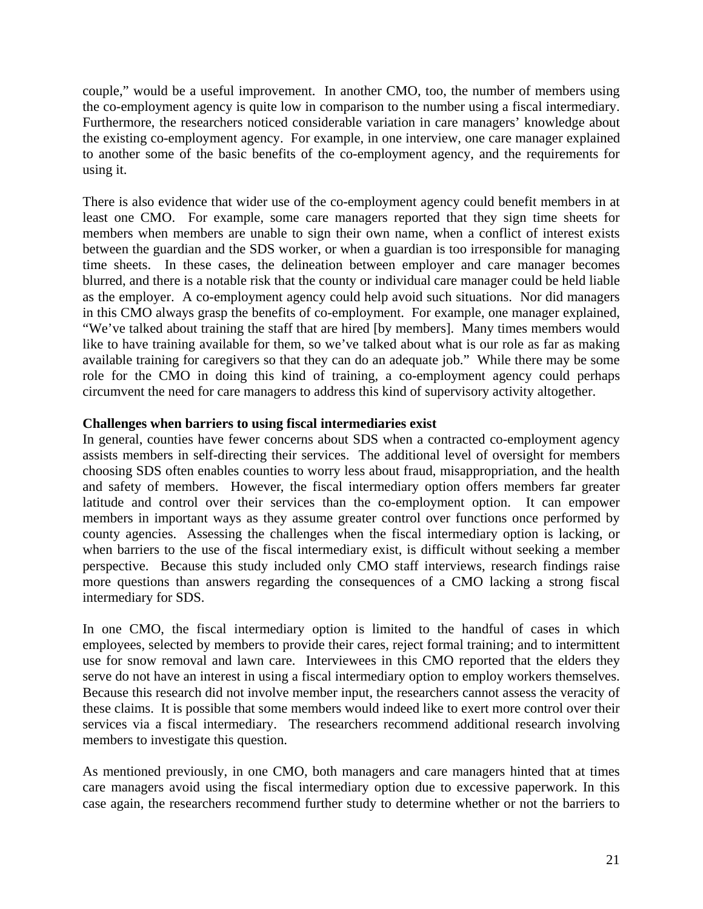couple," would be a useful improvement. In another CMO, too, the number of members using the co-employment agency is quite low in comparison to the number using a fiscal intermediary. Furthermore, the researchers noticed considerable variation in care managers' knowledge about the existing co-employment agency. For example, in one interview, one care manager explained to another some of the basic benefits of the co-employment agency, and the requirements for using it.

There is also evidence that wider use of the co-employment agency could benefit members in at least one CMO. For example, some care managers reported that they sign time sheets for members when members are unable to sign their own name, when a conflict of interest exists between the guardian and the SDS worker, or when a guardian is too irresponsible for managing time sheets. In these cases, the delineation between employer and care manager becomes blurred, and there is a notable risk that the county or individual care manager could be held liable as the employer. A co-employment agency could help avoid such situations. Nor did managers in this CMO always grasp the benefits of co-employment. For example, one manager explained, "We've talked about training the staff that are hired [by members]. Many times members would like to have training available for them, so we've talked about what is our role as far as making available training for caregivers so that they can do an adequate job." While there may be some role for the CMO in doing this kind of training, a co-employment agency could perhaps circumvent the need for care managers to address this kind of supervisory activity altogether.

**Challenges when barriers to using fiscal intermediaries exist**

In general, counties have fewer concerns about SDS when a contracted co-employment agency assists members in self-directing their services. The additional level of oversight for members choosing SDS often enables counties to worry less about fraud, misappropriation, and the health and safety of members. However, the fiscal intermediary option offers members far greater latitude and control over their services than the co-employment option. It can empower members in important ways as they assume greater control over functions once performed by county agencies. Assessing the challenges when the fiscal intermediary option is lacking, or when barriers to the use of the fiscal intermediary exist, is difficult without seeking a member perspective. Because this study included only CMO staff interviews, research findings raise more questions than answers regarding the consequences of a CMO lacking a strong fiscal intermediary for SDS.

In one CMO, the fiscal intermediary option is limited to the handful of cases in which employees, selected by members to provide their cares, reject formal training; and to intermittent use for snow removal and lawn care. Interviewees in this CMO reported that the elders they serve do not have an interest in using a fiscal intermediary option to employ workers themselves. Because this research did not involve member input, the researchers cannot assess the veracity of these claims. It is possible that some members would indeed like to exert more control over their services via a fiscal intermediary. The researchers recommend additional research involving members to investigate this question.

As mentioned previously, in one CMO, both managers and care managers hinted that at times care managers avoid using the fiscal intermediary option due to excessive paperwork. In this case again, the researchers recommend further study to determine whether or not the barriers to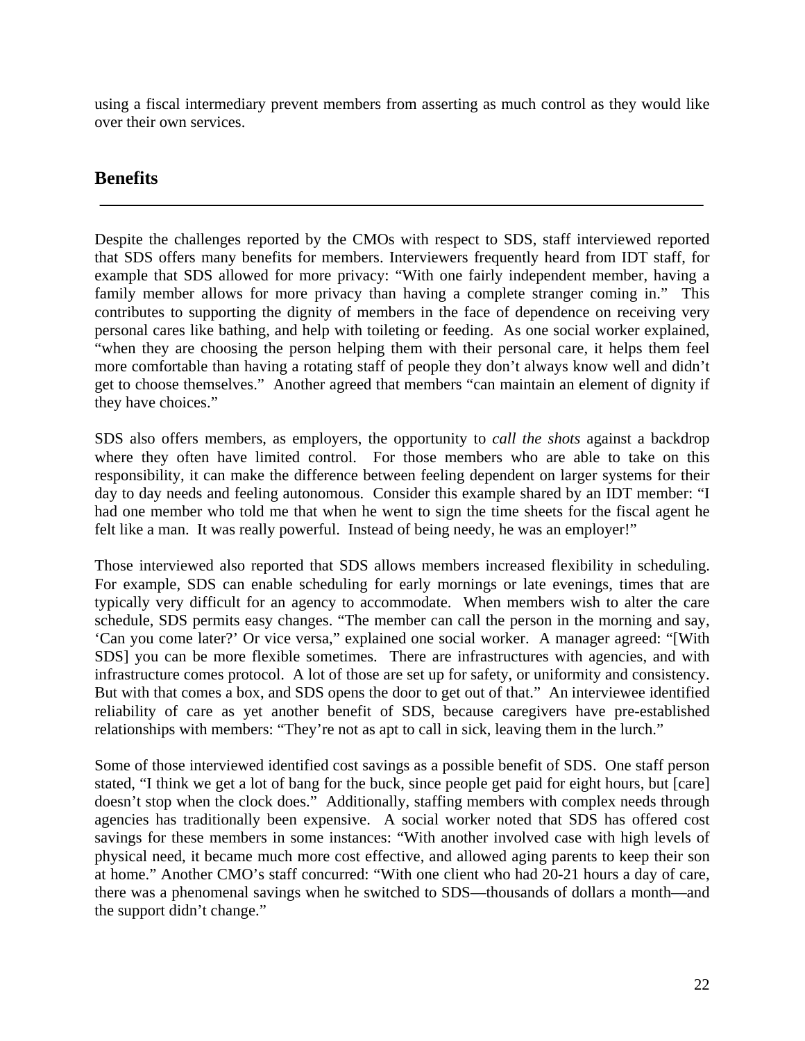using a fiscal intermediary prevent members from asserting as much control as they would like over their own services.

## Benefits

Despite the challenges reported by the CMOs with respect to SDS, staff interviewed reported that SDS offers many benefits for members. Interviewers frequently heard from IDT staff, for example that SDS allowed for more privacy: "With one fairly independent member, having a family member allows for more privacy than having a complete stranger coming in." This contributes to supporting the dignity of members in the face of dependence on receiving very personal cares like bathing, and help with toileting or feeding. As one social worker explained, "when they are choosing the person helping them with their personal care, it helps them feel more comfortable than having a rotating staff of people they don't always know well and didn't get to choose themselves." Another agreed that members "can maintain an element of dignity if they have choices."

SDS also offers members, as employers, the opportunity to *call the shots* against a backdrop where they often have limited control. For those members who are able to take on this responsibility, it can make the difference between feeling dependent on larger systems for their day to day needs and feeling autonomous. Consider this example shared by an IDT member: "I had one member who told me that when he went to sign the time sheets for the fiscal agent he felt like a man. It was really powerful. Instead of being needy, he was an employer!"

Those interviewed also reported that SDS allows members increased flexibility in scheduling. For example, SDS can enable scheduling for early mornings or late evenings, times that are typically very difficult for an agency to accommodate. When members wish to alter the care schedule, SDS permits easy changes. "The member can call the person in the morning and say, 'Can you come later?' Or vice versa," explained one social worker. A manager agreed: "[With SDS] you can be more flexible sometimes. There are infrastructures with agencies, and with infrastructure comes protocol. A lot of those are set up for safety, or uniformity and consistency. But with that comes a box, and SDS opens the door to get out of that." An interviewee identified reliability of care as yet another benefit of SDS, because caregivers have pre-established relationships with members: "They're not as apt to call in sick, leaving them in the lurch."

Some of those interviewed identified cost savings as a possible benefit of SDS. One staff person stated, "I think we get a lot of bang for the buck, since people get paid for eight hours, but [care] doesn't stop when the clock does." Additionally, staffing members with complex needs through agencies has traditionally been expensive. A social worker noted that SDS has offered cost savings for these members in some instances: "With another involved case with high levels of physical need, it became much more cost effective, and allowed aging parents to keep their son at home." Another CMO's staff concurred: "With one client who had 20-21 hours a day of care, there was a phenomenal savings when he switched to SDS—thousands of dollars a month—and the support didn't change."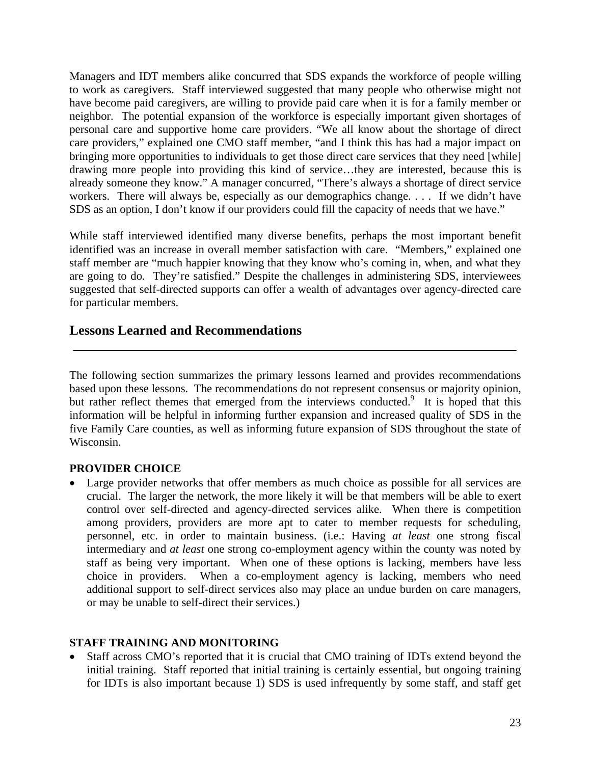Managers and IDT members alike concurred that SDS expands the workforce of people willing to work as caregivers. Staff interviewed suggested that many people who otherwise might not have become paid caregivers, are willing to provide paid care when it is for a family member or neighbor. The potential expansion of the workforce is especially important given shortages of personal care and supportive home care providers. "We all know about the shortage of direct care providers," explained one CMO staff member, "and I think this has had a major impact on bringing more opportunities to individuals to get those direct care services that they need [while] drawing more people into providing this kind of service…they are interested, because this is already someone they know." A manager concurred, "There's always a shortage of direct service workers. There will always be, especially as our demographics change. . . . If we didn't have SDS as an option, I don't know if our providers could fill the capacity of needs that we have."

While staff interviewed identified many diverse benefits, perhaps the most important benefit identified was an increase in overall member satisfaction with care. "Members," explained one staff member are "much happier knowing that they know who's coming in, when, and what they are going to do. They're satisfied." Despite the challenges in administering SDS, interviewees suggested that self-directed supports can offer a wealth of advantages over agency-directed care for particular members.

## Lessons Learned and Recommendations

The following section summarizes the primary lessons learned and provides recommendations based upon these lessons. The recommendations do not represent consensus or majority opinion, but rather reflect themes that emerged from the interviews conducted.[9] It is hoped that this information will be helpful in informing further expansion and increased quality of SDS in the five Family Care counties, as well as informing future expansion of SDS throughout the state of Wisconsin.

**PROVIDER CHOICE**

- Large provider networks that offer members as much choice as possible for all services are crucial. The larger the network, the more likely it will be that members will be able to exert control over self-directed and agency-directed services alike. When there is competition among providers, providers are more apt to cater to member requests for scheduling, personnel, etc. in order to maintain business. (i.e.: Having *at least* one strong fiscal intermediary and *at least* one strong co-employment agency within the county was noted by staff as being very important. When one of these options is lacking, members have less choice in providers. When a co-employment agency is lacking, members who need additional support to self-direct services also may place an undue burden on care managers, or may be unable to self-direct their services.)

**STAFF TRAINING AND MONITORING**

- Staff across CMO's reported that it is crucial that CMO training of IDTs extend beyond the initial training. Staff reported that initial training is certainly essential, but ongoing training for IDTs is also important because 1) SDS is used infrequently by some staff, and staff get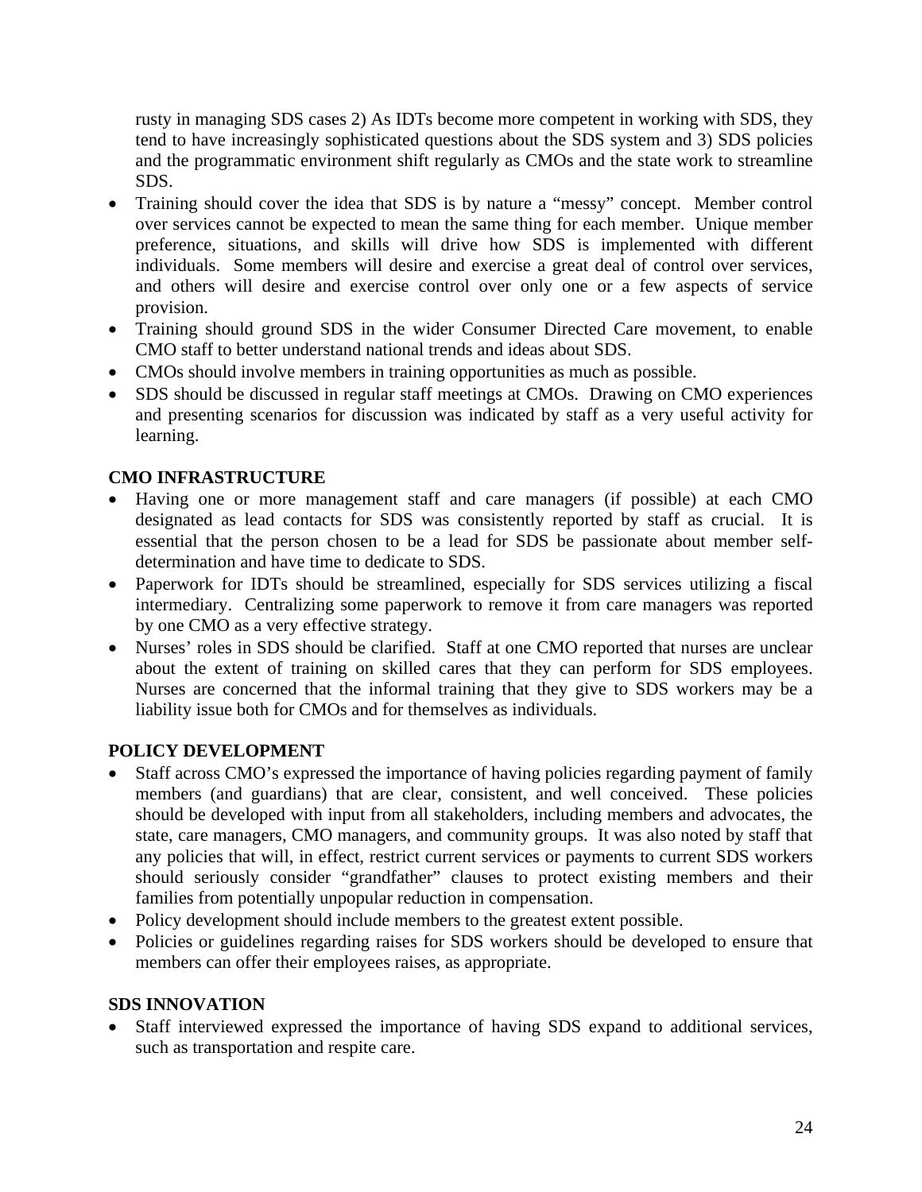rusty in managing SDS cases 2) As IDTs become more competent in working with SDS, they tend to have increasingly sophisticated questions about the SDS system and 3) SDS policies and the programmatic environment shift regularly as CMOs and the state work to streamline SDS.

- Training should cover the idea that SDS is by nature a "messy" concept. Member control over services cannot be expected to mean the same thing for each member. Unique member preference, situations, and skills will drive how SDS is implemented with different individuals. Some members will desire and exercise a great deal of control over services, and others will desire and exercise control over only one or a few aspects of service provision.
- Training should ground SDS in the wider Consumer Directed Care movement, to enable CMO staff to better understand national trends and ideas about SDS.
- CMOs should involve members in training opportunities as much as possible.
- SDS should be discussed in regular staff meetings at CMOs. Drawing on CMO experiences and presenting scenarios for discussion was indicated by staff as a very useful activity for learning.

**CMO INFRASTRUCTURE**

- Having one or more management staff and care managers (if possible) at each CMO designated as lead contacts for SDS was consistently reported by staff as crucial. It is essential that the person chosen to be a lead for SDS be passionate about member self-determination and have time to dedicate to SDS.
- Paperwork for IDTs should be streamlined, especially for SDS services utilizing a fiscal intermediary. Centralizing some paperwork to remove it from care managers was reported by one CMO as a very effective strategy.
- Nurses' roles in SDS should be clarified. Staff at one CMO reported that nurses are unclear about the extent of training on skilled cares that they can perform for SDS employees. Nurses are concerned that the informal training that they give to SDS workers may be a liability issue both for CMOs and for themselves as individuals.

**POLICY DEVELOPMENT**

- Staff across CMO's expressed the importance of having policies regarding payment of family members (and guardians) that are clear, consistent, and well conceived. These policies should be developed with input from all stakeholders, including members and advocates, the state, care managers, CMO managers, and community groups. It was also noted by staff that any policies that will, in effect, restrict current services or payments to current SDS workers should seriously consider "grandfather" clauses to protect existing members and their families from potentially unpopular reduction in compensation.
- Policy development should include members to the greatest extent possible.
- Policies or guidelines regarding raises for SDS workers should be developed to ensure that members can offer their employees raises, as appropriate.

**SDS INNOVATION**

- Staff interviewed expressed the importance of having SDS expand to additional services, such as transportation and respite care.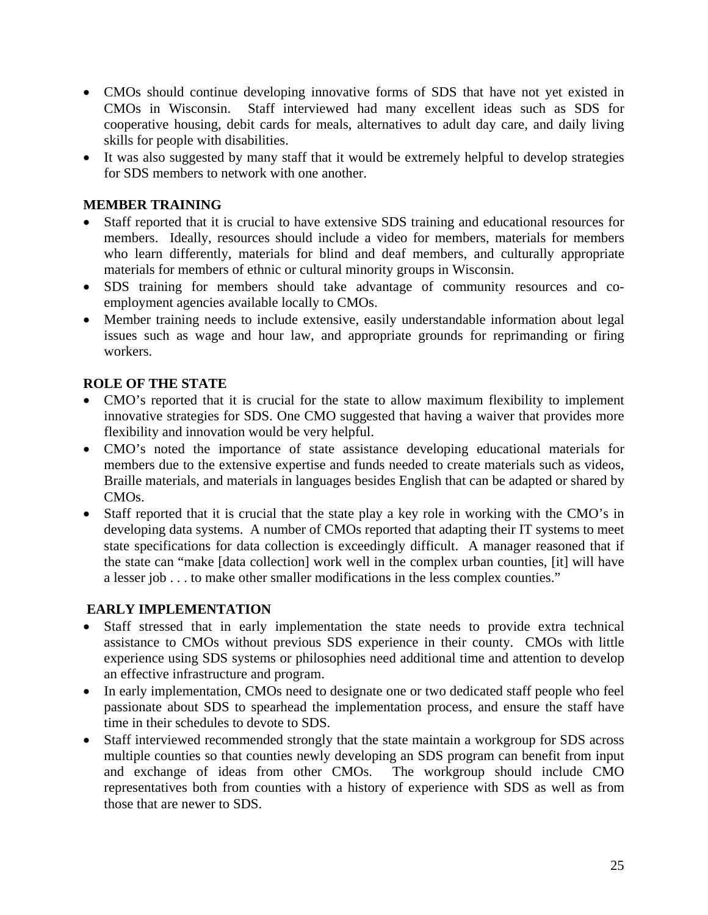- CMOs should continue developing innovative forms of SDS that have not yet existed in CMOs in Wisconsin. Staff interviewed had many excellent ideas such as SDS for cooperative housing, debit cards for meals, alternatives to adult day care, and daily living skills for people with disabilities.
- It was also suggested by many staff that it would be extremely helpful to develop strategies for SDS members to network with one another.

**MEMBER TRAINING**

- Staff reported that it is crucial to have extensive SDS training and educational resources for members. Ideally, resources should include a video for members, materials for members who learn differently, materials for blind and deaf members, and culturally appropriate materials for members of ethnic or cultural minority groups in Wisconsin.
- SDS training for members should take advantage of community resources and co-employment agencies available locally to CMOs.
- Member training needs to include extensive, easily understandable information about legal issues such as wage and hour law, and appropriate grounds for reprimanding or firing workers.

**ROLE OF THE STATE**

- CMO's reported that it is crucial for the state to allow maximum flexibility to implement innovative strategies for SDS. One CMO suggested that having a waiver that provides more flexibility and innovation would be very helpful.
- CMO's noted the importance of state assistance developing educational materials for members due to the extensive expertise and funds needed to create materials such as videos, Braille materials, and materials in languages besides English that can be adapted or shared by CMOs.
- Staff reported that it is crucial that the state play a key role in working with the CMO's in developing data systems. A number of CMOs reported that adapting their IT systems to meet state specifications for data collection is exceedingly difficult. A manager reasoned that if the state can "make [data collection] work well in the complex urban counties, [it] will have a lesser job . . . to make other smaller modifications in the less complex counties."

**EARLY IMPLEMENTATION**

- Staff stressed that in early implementation the state needs to provide extra technical assistance to CMOs without previous SDS experience in their county. CMOs with little experience using SDS systems or philosophies need additional time and attention to develop an effective infrastructure and program.
- In early implementation, CMOs need to designate one or two dedicated staff people who feel passionate about SDS to spearhead the implementation process, and ensure the staff have time in their schedules to devote to SDS.
- Staff interviewed recommended strongly that the state maintain a workgroup for SDS across multiple counties so that counties newly developing an SDS program can benefit from input and exchange of ideas from other CMOs. The workgroup should include CMO representatives both from counties with a history of experience with SDS as well as from those that are newer to SDS.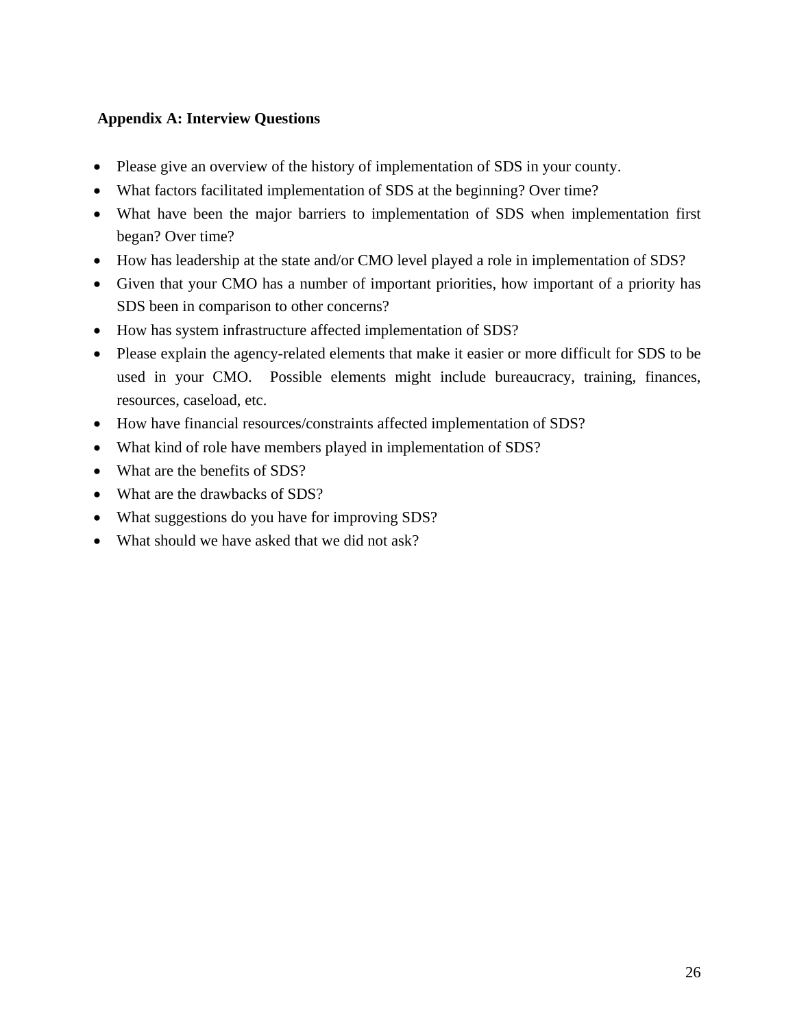## Appendix A: Interview Questions

- Please give an overview of the history of implementation of SDS in your county.
- What factors facilitated implementation of SDS at the beginning? Over time?
- What have been the major barriers to implementation of SDS when implementation first began? Over time?
- How has leadership at the state and/or CMO level played a role in implementation of SDS?
- Given that your CMO has a number of important priorities, how important of a priority has SDS been in comparison to other concerns?
- How has system infrastructure affected implementation of SDS?
- Please explain the agency-related elements that make it easier or more difficult for SDS to be used in your CMO. Possible elements might include bureaucracy, training, finances, resources, caseload, etc.
- How have financial resources/constraints affected implementation of SDS?
- What kind of role have members played in implementation of SDS?
- What are the benefits of SDS?
- What are the drawbacks of SDS?
- What suggestions do you have for improving SDS?
- What should we have asked that we did not ask?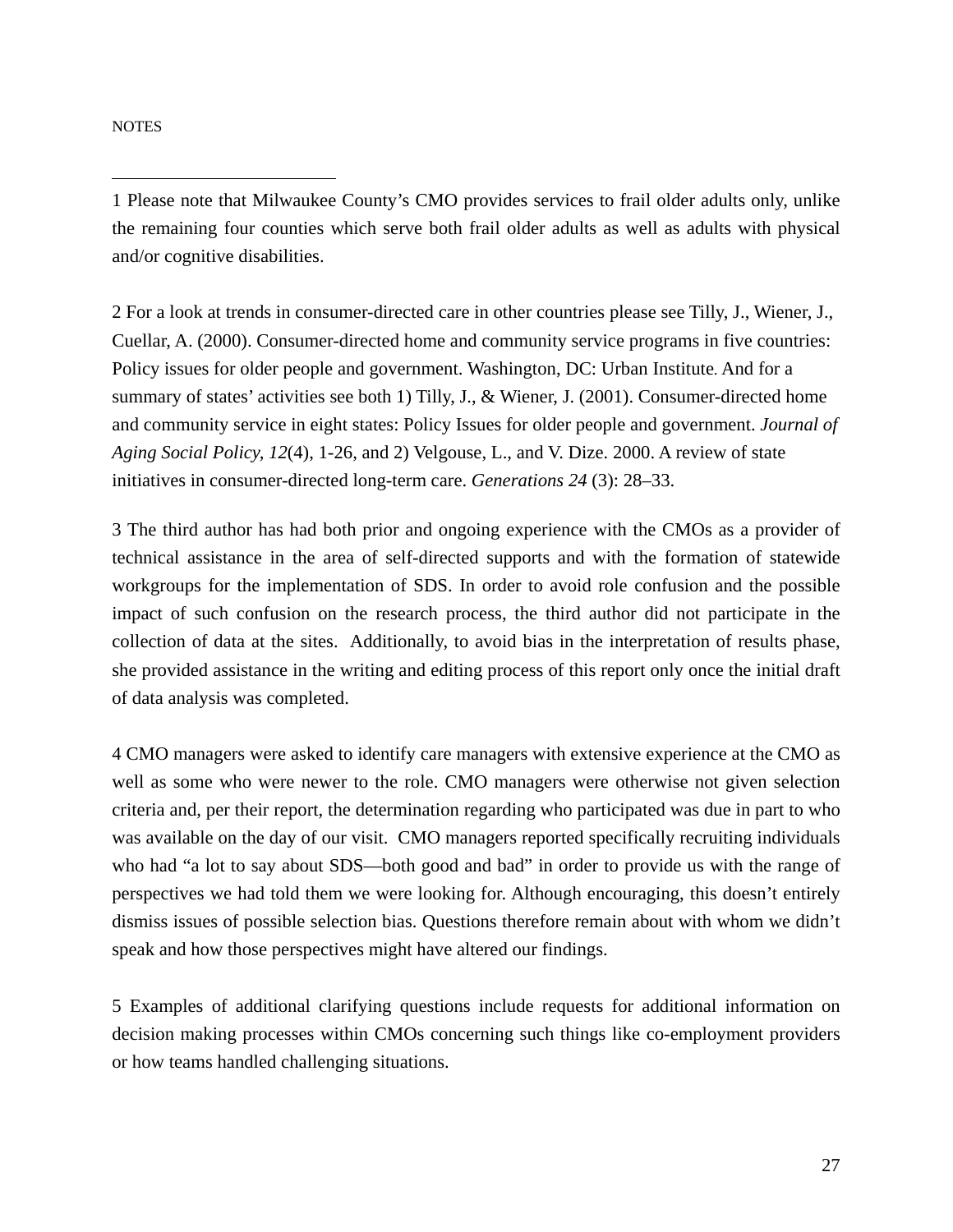NOTES

---

1 Please note that Milwaukee County's CMO provides services to frail older adults only, unlike the remaining four counties which serve both frail older adults as well as adults with physical and/or cognitive disabilities.

2 For a look at trends in consumer-directed care in other countries please see Tilly, J., Wiener, J., Cuellar, A. (2000). Consumer-directed home and community service programs in five countries: Policy issues for older people and government. Washington, DC: Urban Institute. And for a summary of states' activities see both 1) Tilly, J., & Wiener, J. (2001). Consumer-directed home and community service in eight states: Policy Issues for older people and government. *Journal of Aging Social Policy, 12*(4), 1-26, and 2) Velgouse, L., and V. Dize. 2000. A review of state initiatives in consumer-directed long-term care. *Generations 24* (3): 28–33.

3 The third author has had both prior and ongoing experience with the CMOs as a provider of technical assistance in the area of self-directed supports and with the formation of statewide workgroups for the implementation of SDS. In order to avoid role confusion and the possible impact of such confusion on the research process, the third author did not participate in the collection of data at the sites. Additionally, to avoid bias in the interpretation of results phase, she provided assistance in the writing and editing process of this report only once the initial draft of data analysis was completed.

4 CMO managers were asked to identify care managers with extensive experience at the CMO as well as some who were newer to the role. CMO managers were otherwise not given selection criteria and, per their report, the determination regarding who participated was due in part to who was available on the day of our visit. CMO managers reported specifically recruiting individuals who had "a lot to say about SDS—both good and bad" in order to provide us with the range of perspectives we had told them we were looking for. Although encouraging, this doesn't entirely dismiss issues of possible selection bias. Questions therefore remain about with whom we didn't speak and how those perspectives might have altered our findings.

5 Examples of additional clarifying questions include requests for additional information on decision making processes within CMOs concerning such things like co-employment providers or how teams handled challenging situations.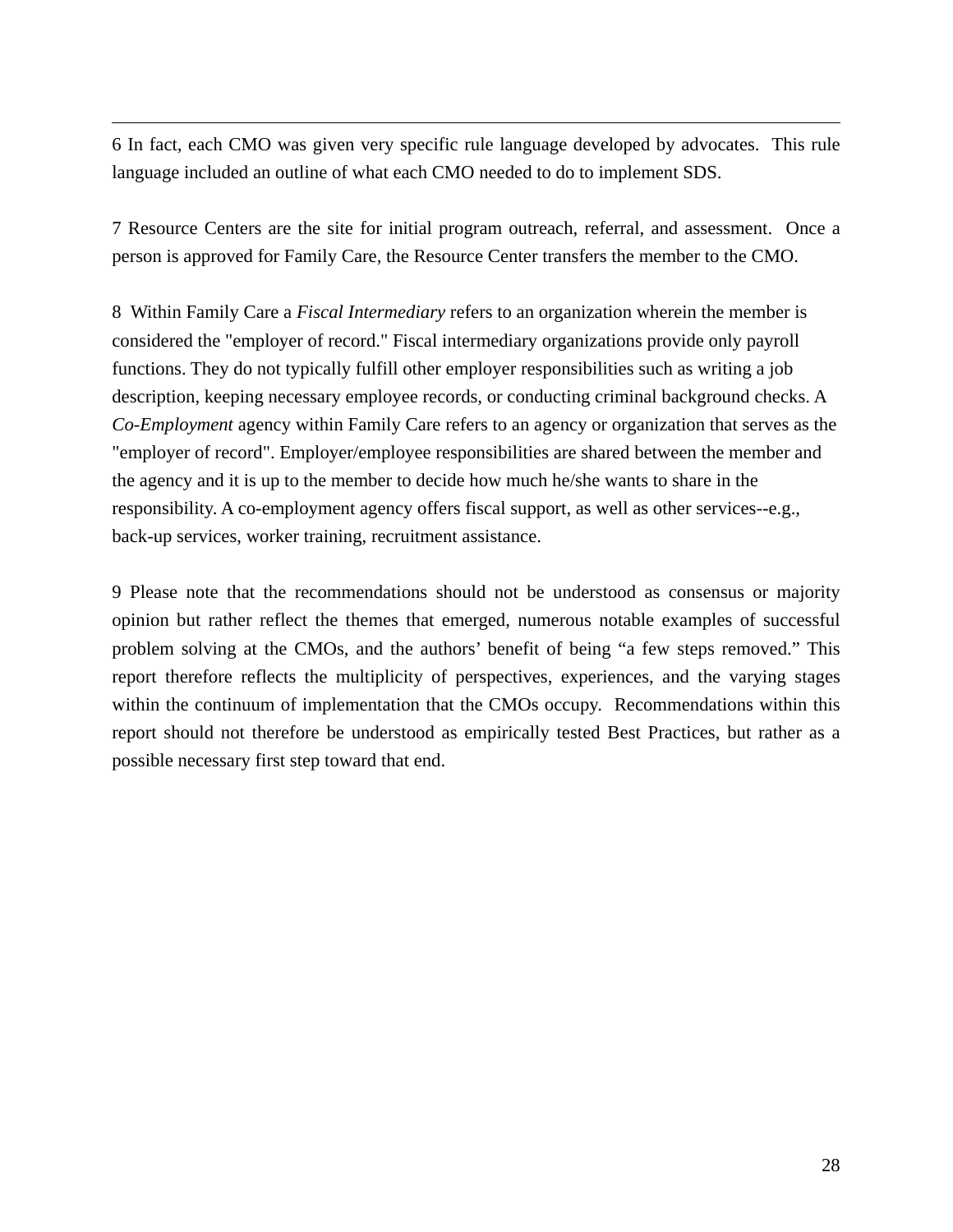6 In fact, each CMO was given very specific rule language developed by advocates. This rule language included an outline of what each CMO needed to do to implement SDS.

7 Resource Centers are the site for initial program outreach, referral, and assessment. Once a person is approved for Family Care, the Resource Center transfers the member to the CMO.

8 Within Family Care a *Fiscal Intermediary* refers to an organization wherein the member is considered the "employer of record." Fiscal intermediary organizations provide only payroll functions. They do not typically fulfill other employer responsibilities such as writing a job description, keeping necessary employee records, or conducting criminal background checks. A *Co-Employment* agency within Family Care refers to an agency or organization that serves as the "employer of record". Employer/employee responsibilities are shared between the member and the agency and it is up to the member to decide how much he/she wants to share in the responsibility. A co-employment agency offers fiscal support, as well as other services--e.g., back-up services, worker training, recruitment assistance.

9 Please note that the recommendations should not be understood as consensus or majority opinion but rather reflect the themes that emerged, numerous notable examples of successful problem solving at the CMOs, and the authors' benefit of being "a few steps removed." This report therefore reflects the multiplicity of perspectives, experiences, and the varying stages within the continuum of implementation that the CMOs occupy. Recommendations within this report should not therefore be understood as empirically tested Best Practices, but rather as a possible necessary first step toward that end.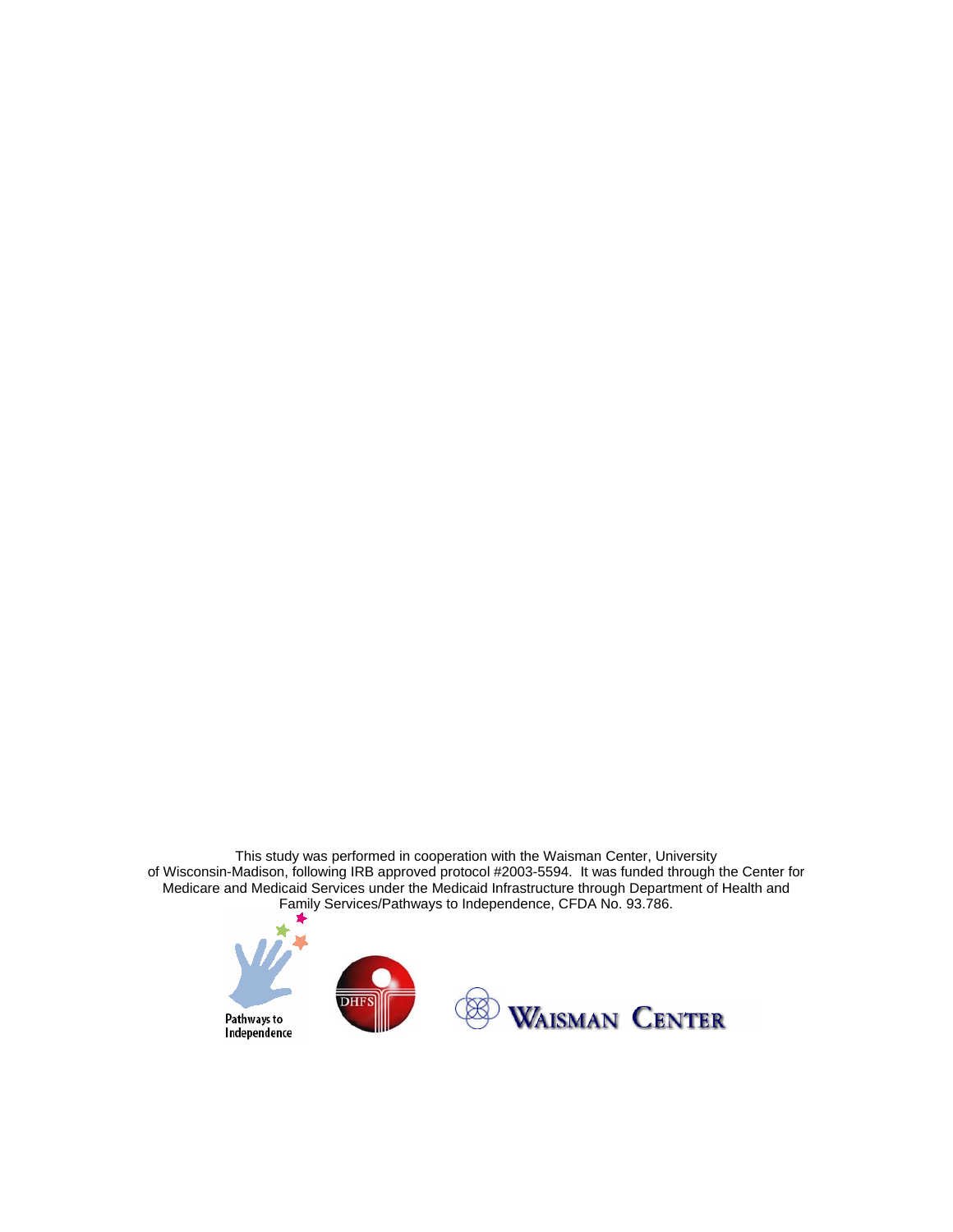This study was performed in cooperation with the Waisman Center, University of Wisconsin-Madison, following IRB approved protocol #2003-5594. It was funded through the Center for Medicare and Medicaid Services under the Medicaid Infrastructure through Department of Health and Family Services/Pathways to Independence, CFDA No. 93.786.

Pathways to Independence

DHFS

WAISMAN CENTER